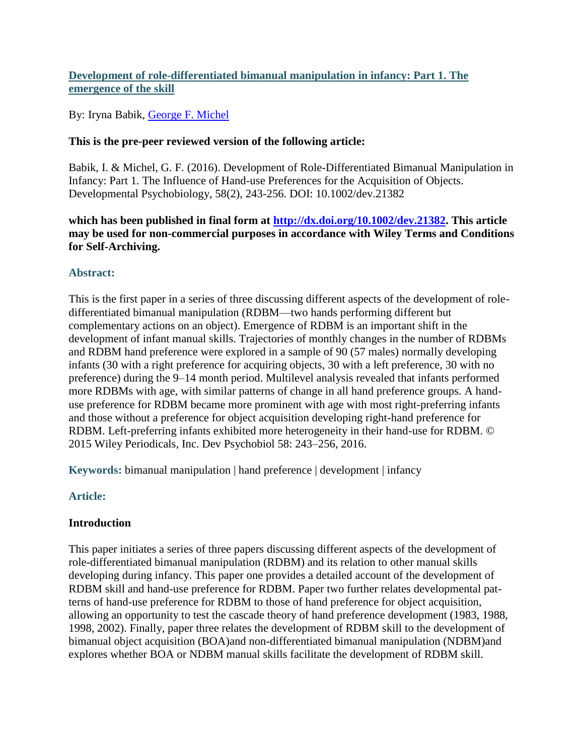## [Development of role-differentiated bimanual manipulation in infancy: Part 1. The emergence of the skill](#)

By: Iryna Babik, [George F. Michel](#)

**This is the pre-peer reviewed version of the following article:**

Babik, I. & Michel, G. F. (2016). Development of Role-Differentiated Bimanual Manipulation in Infancy: Part 1. The Influence of Hand-use Preferences for the Acquisition of Objects. Developmental Psychobiology, 58(2), 243-256. DOI: 10.1002/dev.21382

**which has been published in final form at [http://dx.doi.org/10.1002/dev.21382](http://dx.doi.org/10.1002/dev.21382). This article may be used for non-commercial purposes in accordance with Wiley Terms and Conditions for Self-Archiving.**

### Abstract:

This is the first paper in a series of three discussing different aspects of the development of role-differentiated bimanual manipulation (RDBM—two hands performing different but complementary actions on an object). Emergence of RDBM is an important shift in the development of infant manual skills. Trajectories of monthly changes in the number of RDBMs and RDBM hand preference were explored in a sample of 90 (57 males) normally developing infants (30 with a right preference for acquiring objects, 30 with a left preference, 30 with no preference) during the 9–14 month period. Multilevel analysis revealed that infants performed more RDBMs with age, with similar patterns of change in all hand preference groups. A hand-use preference for RDBM became more prominent with age with most right-preferring infants and those without a preference for object acquisition developing right-hand preference for RDBM. Left-preferring infants exhibited more heterogeneity in their hand-use for RDBM. © 2015 Wiley Periodicals, Inc. Dev Psychobiol 58: 243–256, 2016.

**Keywords:** bimanual manipulation | hand preference | development | infancy

### Article:

#### Introduction

This paper initiates a series of three papers discussing different aspects of the development of role-differentiated bimanual manipulation (RDBM) and its relation to other manual skills developing during infancy. This paper one provides a detailed account of the development of RDBM skill and hand-use preference for RDBM. Paper two further relates developmental patterns of hand-use preference for RDBM to those of hand preference for object acquisition, allowing an opportunity to test the cascade theory of hand preference development (1983, 1988, 1998, 2002). Finally, paper three relates the development of RDBM skill to the development of bimanual object acquisition (BOA)and non-differentiated bimanual manipulation (NDBM)and explores whether BOA or NDBM manual skills facilitate the development of RDBM skill.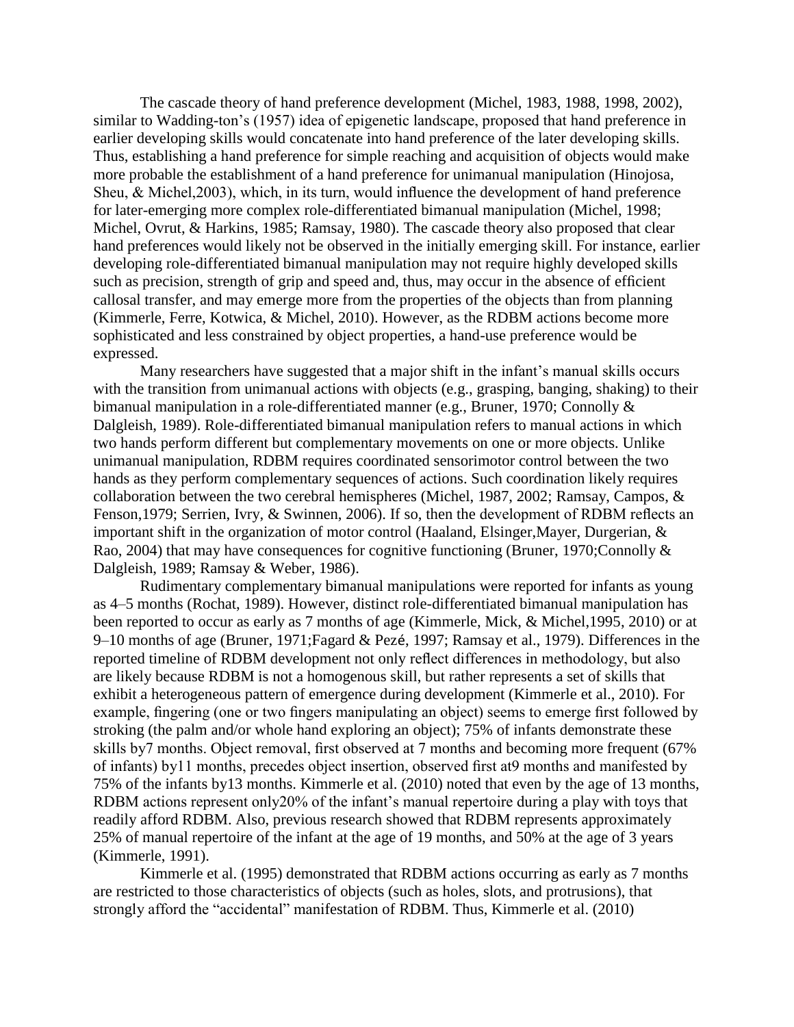The cascade theory of hand preference development (Michel, 1983, 1988, 1998, 2002), similar to Wadding-ton's (1957) idea of epigenetic landscape, proposed that hand preference in earlier developing skills would concatenate into hand preference of the later developing skills. Thus, establishing a hand preference for simple reaching and acquisition of objects would make more probable the establishment of a hand preference for unimanual manipulation (Hinojosa, Sheu, & Michel,2003), which, in its turn, would influence the development of hand preference for later-emerging more complex role-differentiated bimanual manipulation (Michel, 1998; Michel, Ovrut, & Harkins, 1985; Ramsay, 1980). The cascade theory also proposed that clear hand preferences would likely not be observed in the initially emerging skill. For instance, earlier developing role-differentiated bimanual manipulation may not require highly developed skills such as precision, strength of grip and speed and, thus, may occur in the absence of efficient callosal transfer, and may emerge more from the properties of the objects than from planning (Kimmerle, Ferre, Kotwica, & Michel, 2010). However, as the RDBM actions become more sophisticated and less constrained by object properties, a hand-use preference would be expressed.

Many researchers have suggested that a major shift in the infant's manual skills occurs with the transition from unimanual actions with objects (e.g., grasping, banging, shaking) to their bimanual manipulation in a role-differentiated manner (e.g., Bruner, 1970; Connolly & Dalgleish, 1989). Role-differentiated bimanual manipulation refers to manual actions in which two hands perform different but complementary movements on one or more objects. Unlike unimanual manipulation, RDBM requires coordinated sensorimotor control between the two hands as they perform complementary sequences of actions. Such coordination likely requires collaboration between the two cerebral hemispheres (Michel, 1987, 2002; Ramsay, Campos, & Fenson,1979; Serrien, Ivry, & Swinnen, 2006). If so, then the development of RDBM reflects an important shift in the organization of motor control (Haaland, Elsinger,Mayer, Durgerian, & Rao, 2004) that may have consequences for cognitive functioning (Bruner, 1970;Connolly & Dalgleish, 1989; Ramsay & Weber, 1986).

Rudimentary complementary bimanual manipulations were reported for infants as young as 4–5 months (Rochat, 1989). However, distinct role-differentiated bimanual manipulation has been reported to occur as early as 7 months of age (Kimmerle, Mick, & Michel,1995, 2010) or at 9–10 months of age (Bruner, 1971;Fagard & Pezé, 1997; Ramsay et al., 1979). Differences in the reported timeline of RDBM development not only reflect differences in methodology, but also are likely because RDBM is not a homogenous skill, but rather represents a set of skills that exhibit a heterogeneous pattern of emergence during development (Kimmerle et al., 2010). For example, fingering (one or two fingers manipulating an object) seems to emerge first followed by stroking (the palm and/or whole hand exploring an object); 75% of infants demonstrate these skills by7 months. Object removal, first observed at 7 months and becoming more frequent (67% of infants) by11 months, precedes object insertion, observed first at9 months and manifested by 75% of the infants by13 months. Kimmerle et al. (2010) noted that even by the age of 13 months, RDBM actions represent only20% of the infant's manual repertoire during a play with toys that readily afford RDBM. Also, previous research showed that RDBM represents approximately 25% of manual repertoire of the infant at the age of 19 months, and 50% at the age of 3 years (Kimmerle, 1991).

Kimmerle et al. (1995) demonstrated that RDBM actions occurring as early as 7 months are restricted to those characteristics of objects (such as holes, slots, and protrusions), that strongly afford the "accidental" manifestation of RDBM. Thus, Kimmerle et al. (2010)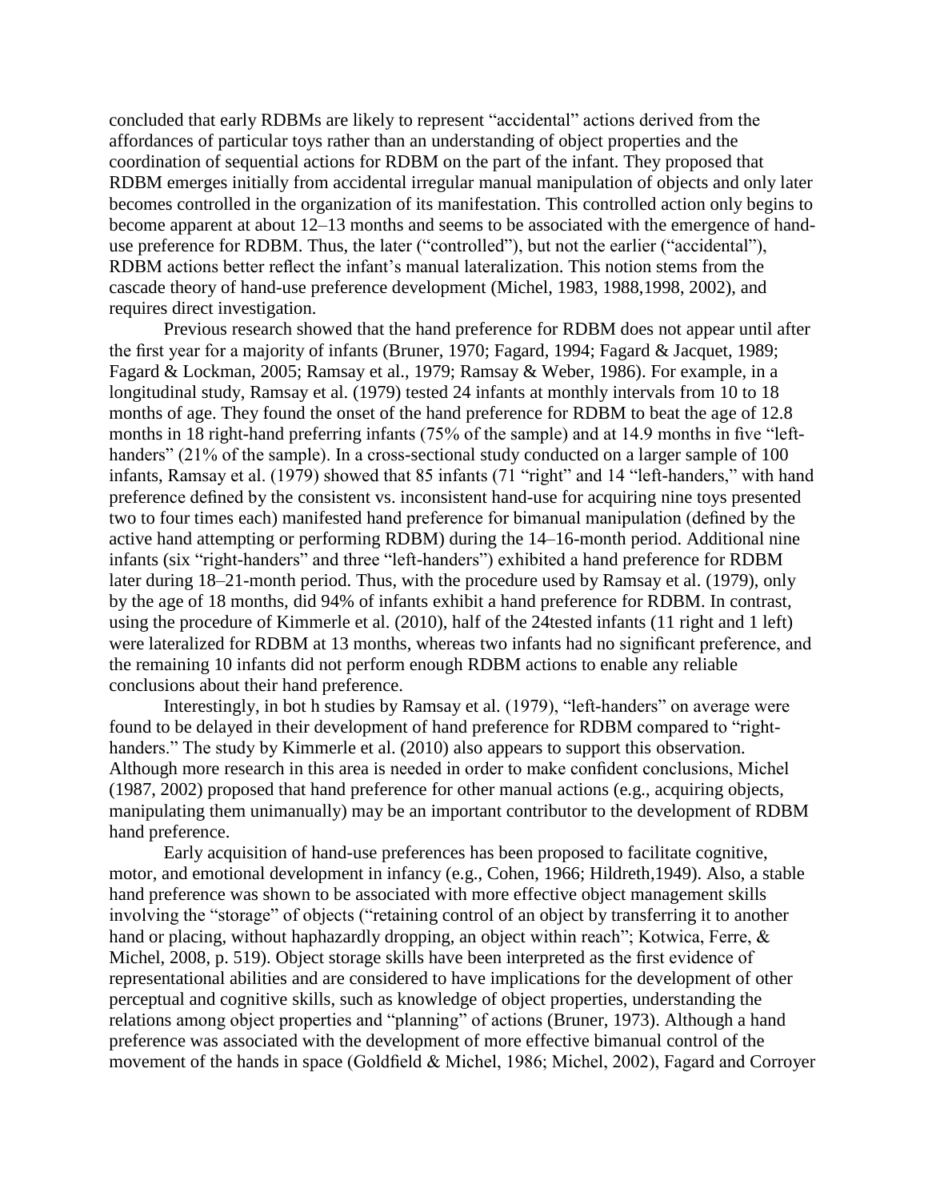concluded that early RDBMs are likely to represent "accidental" actions derived from the affordances of particular toys rather than an understanding of object properties and the coordination of sequential actions for RDBM on the part of the infant. They proposed that RDBM emerges initially from accidental irregular manual manipulation of objects and only later becomes controlled in the organization of its manifestation. This controlled action only begins to become apparent at about 12–13 months and seems to be associated with the emergence of hand-use preference for RDBM. Thus, the later ("controlled"), but not the earlier ("accidental"), RDBM actions better reflect the infant's manual lateralization. This notion stems from the cascade theory of hand-use preference development (Michel, 1983, 1988,1998, 2002), and requires direct investigation.

Previous research showed that the hand preference for RDBM does not appear until after the first year for a majority of infants (Bruner, 1970; Fagard, 1994; Fagard & Jacquet, 1989; Fagard & Lockman, 2005; Ramsay et al., 1979; Ramsay & Weber, 1986). For example, in a longitudinal study, Ramsay et al. (1979) tested 24 infants at monthly intervals from 10 to 18 months of age. They found the onset of the hand preference for RDBM to beat the age of 12.8 months in 18 right-hand preferring infants (75% of the sample) and at 14.9 months in five "left-handers" (21% of the sample). In a cross-sectional study conducted on a larger sample of 100 infants, Ramsay et al. (1979) showed that 85 infants (71 "right" and 14 "left-handers," with hand preference defined by the consistent vs. inconsistent hand-use for acquiring nine toys presented two to four times each) manifested hand preference for bimanual manipulation (defined by the active hand attempting or performing RDBM) during the 14–16-month period. Additional nine infants (six "right-handers" and three "left-handers") exhibited a hand preference for RDBM later during 18–21-month period. Thus, with the procedure used by Ramsay et al. (1979), only by the age of 18 months, did 94% of infants exhibit a hand preference for RDBM. In contrast, using the procedure of Kimmerle et al. (2010), half of the 24tested infants (11 right and 1 left) were lateralized for RDBM at 13 months, whereas two infants had no significant preference, and the remaining 10 infants did not perform enough RDBM actions to enable any reliable conclusions about their hand preference.

Interestingly, in bot h studies by Ramsay et al. (1979), "left-handers" on average were found to be delayed in their development of hand preference for RDBM compared to "right-handers." The study by Kimmerle et al. (2010) also appears to support this observation. Although more research in this area is needed in order to make confident conclusions, Michel (1987, 2002) proposed that hand preference for other manual actions (e.g., acquiring objects, manipulating them unimanually) may be an important contributor to the development of RDBM hand preference.

Early acquisition of hand-use preferences has been proposed to facilitate cognitive, motor, and emotional development in infancy (e.g., Cohen, 1966; Hildreth,1949). Also, a stable hand preference was shown to be associated with more effective object management skills involving the "storage" of objects ("retaining control of an object by transferring it to another hand or placing, without haphazardly dropping, an object within reach"; Kotwica, Ferre, & Michel, 2008, p. 519). Object storage skills have been interpreted as the first evidence of representational abilities and are considered to have implications for the development of other perceptual and cognitive skills, such as knowledge of object properties, understanding the relations among object properties and "planning" of actions (Bruner, 1973). Although a hand preference was associated with the development of more effective bimanual control of the movement of the hands in space (Goldfield & Michel, 1986; Michel, 2002), Fagard and Corroyer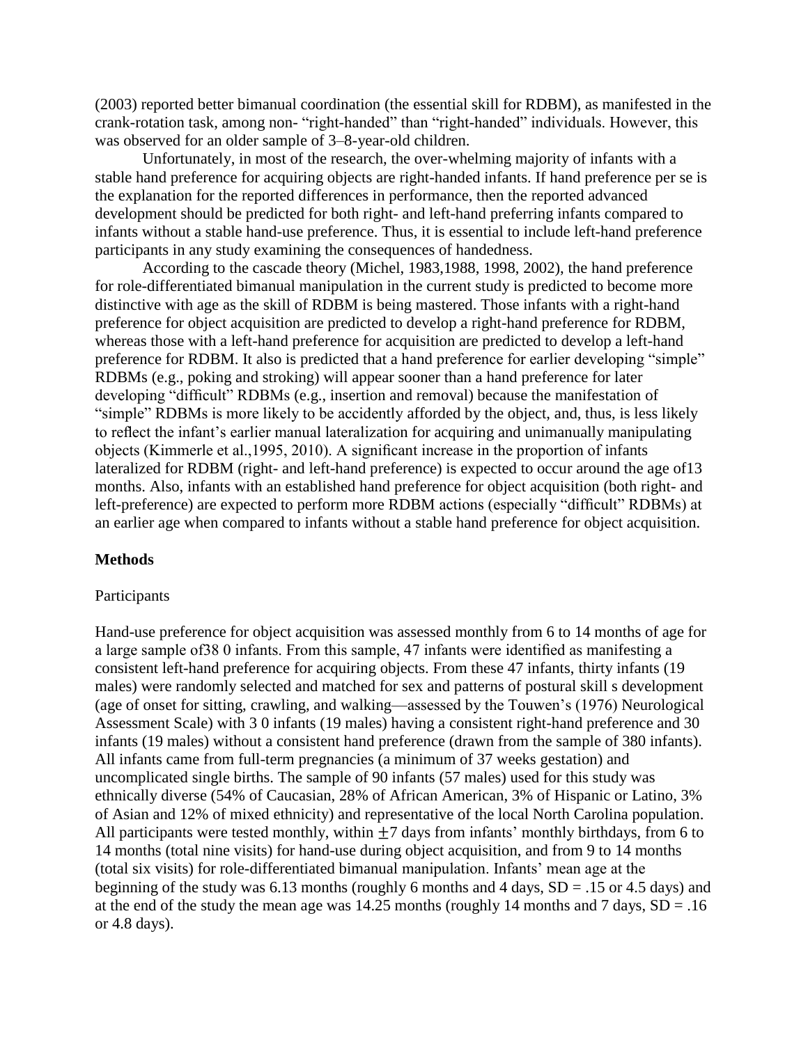(2003) reported better bimanual coordination (the essential skill for RDBM), as manifested in the crank-rotation task, among non- "right-handed" than "right-handed" individuals. However, this was observed for an older sample of 3–8-year-old children.

Unfortunately, in most of the research, the over-whelming majority of infants with a stable hand preference for acquiring objects are right-handed infants. If hand preference per se is the explanation for the reported differences in performance, then the reported advanced development should be predicted for both right- and left-hand preferring infants compared to infants without a stable hand-use preference. Thus, it is essential to include left-hand preference participants in any study examining the consequences of handedness.

According to the cascade theory (Michel, 1983,1988, 1998, 2002), the hand preference for role-differentiated bimanual manipulation in the current study is predicted to become more distinctive with age as the skill of RDBM is being mastered. Those infants with a right-hand preference for object acquisition are predicted to develop a right-hand preference for RDBM, whereas those with a left-hand preference for acquisition are predicted to develop a left-hand preference for RDBM. It also is predicted that a hand preference for earlier developing "simple" RDBMs (e.g., poking and stroking) will appear sooner than a hand preference for later developing "difficult" RDBMs (e.g., insertion and removal) because the manifestation of "simple" RDBMs is more likely to be accidently afforded by the object, and, thus, is less likely to reflect the infant's earlier manual lateralization for acquiring and unimanually manipulating objects (Kimmerle et al.,1995, 2010). A significant increase in the proportion of infants lateralized for RDBM (right- and left-hand preference) is expected to occur around the age of13 months. Also, infants with an established hand preference for object acquisition (both right- and left-preference) are expected to perform more RDBM actions (especially "difficult" RDBMs) at an earlier age when compared to infants without a stable hand preference for object acquisition.

## Methods

### Participants

Hand-use preference for object acquisition was assessed monthly from 6 to 14 months of age for a large sample of38 0 infants. From this sample, 47 infants were identified as manifesting a consistent left-hand preference for acquiring objects. From these 47 infants, thirty infants (19 males) were randomly selected and matched for sex and patterns of postural skill s development (age of onset for sitting, crawling, and walking—assessed by the Touwen's (1976) Neurological Assessment Scale) with 3 0 infants (19 males) having a consistent right-hand preference and 30 infants (19 males) without a consistent hand preference (drawn from the sample of 380 infants). All infants came from full-term pregnancies (a minimum of 37 weeks gestation) and uncomplicated single births. The sample of 90 infants (57 males) used for this study was ethnically diverse (54% of Caucasian, 28% of African American, 3% of Hispanic or Latino, 3% of Asian and 12% of mixed ethnicity) and representative of the local North Carolina population. All participants were tested monthly, within $\pm 7$ days from infants' monthly birthdays, from 6 to 14 months (total nine visits) for hand-use during object acquisition, and from 9 to 14 months (total six visits) for role-differentiated bimanual manipulation. Infants' mean age at the beginning of the study was 6.13 months (roughly 6 months and 4 days, SD = .15 or 4.5 days) and at the end of the study the mean age was 14.25 months (roughly 14 months and 7 days, SD = .16 or 4.8 days).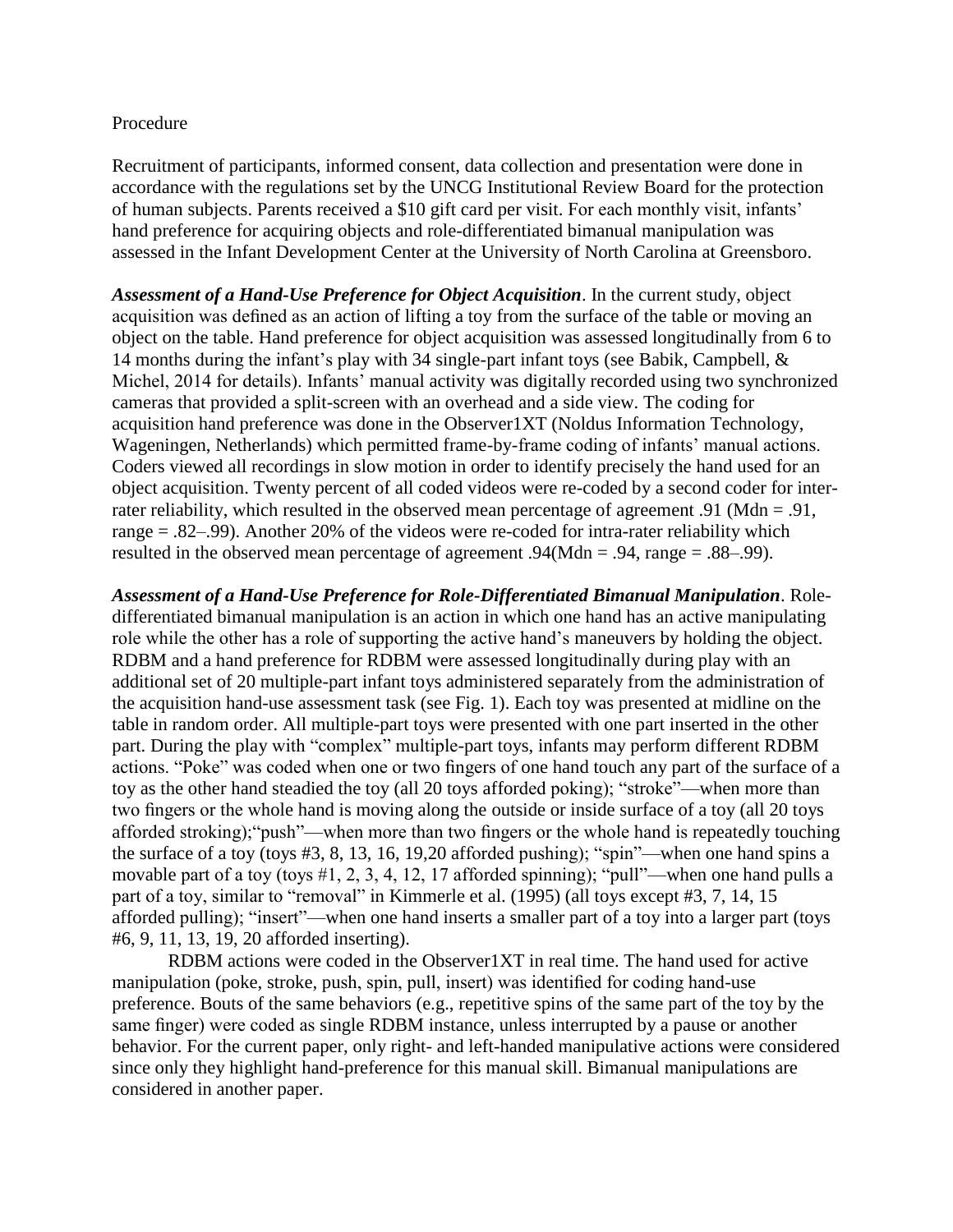Procedure

Recruitment of participants, informed consent, data collection and presentation were done in accordance with the regulations set by the UNCG Institutional Review Board for the protection of human subjects. Parents received a $10 gift card per visit. For each monthly visit, infants' hand preference for acquiring objects and role-differentiated bimanual manipulation was assessed in the Infant Development Center at the University of North Carolina at Greensboro.

***Assessment of a Hand-Use Preference for Object Acquisition***. In the current study, object acquisition was defined as an action of lifting a toy from the surface of the table or moving an object on the table. Hand preference for object acquisition was assessed longitudinally from 6 to 14 months during the infant's play with 34 single-part infant toys (see Babik, Campbell, & Michel, 2014 for details). Infants' manual activity was digitally recorded using two synchronized cameras that provided a split-screen with an overhead and a side view. The coding for acquisition hand preference was done in the Observer1XT (Noldus Information Technology, Wageningen, Netherlands) which permitted frame-by-frame coding of infants' manual actions. Coders viewed all recordings in slow motion in order to identify precisely the hand used for an object acquisition. Twenty percent of all coded videos were re-coded by a second coder for inter-rater reliability, which resulted in the observed mean percentage of agreement .91 (Mdn = .91, range = .82–.99). Another 20% of the videos were re-coded for intra-rater reliability which resulted in the observed mean percentage of agreement .94(Mdn = .94, range = .88–.99).

***Assessment of a Hand-Use Preference for Role-Differentiated Bimanual Manipulation***. Role-differentiated bimanual manipulation is an action in which one hand has an active manipulating role while the other has a role of supporting the active hand's maneuvers by holding the object. RDBM and a hand preference for RDBM were assessed longitudinally during play with an additional set of 20 multiple-part infant toys administered separately from the administration of the acquisition hand-use assessment task (see Fig. 1). Each toy was presented at midline on the table in random order. All multiple-part toys were presented with one part inserted in the other part. During the play with "complex" multiple-part toys, infants may perform different RDBM actions. "Poke" was coded when one or two fingers of one hand touch any part of the surface of a toy as the other hand steadied the toy (all 20 toys afforded poking); "stroke"—when more than two fingers or the whole hand is moving along the outside or inside surface of a toy (all 20 toys afforded stroking);"push"—when more than two fingers or the whole hand is repeatedly touching the surface of a toy (toys #3, 8, 13, 16, 19,20 afforded pushing); "spin"—when one hand spins a movable part of a toy (toys #1, 2, 3, 4, 12, 17 afforded spinning); "pull"—when one hand pulls a part of a toy, similar to "removal" in Kimmerle et al. (1995) (all toys except #3, 7, 14, 15 afforded pulling); "insert"—when one hand inserts a smaller part of a toy into a larger part (toys #6, 9, 11, 13, 19, 20 afforded inserting).

RDBM actions were coded in the Observer1XT in real time. The hand used for active manipulation (poke, stroke, push, spin, pull, insert) was identified for coding hand-use preference. Bouts of the same behaviors (e.g., repetitive spins of the same part of the toy by the same finger) were coded as single RDBM instance, unless interrupted by a pause or another behavior. For the current paper, only right- and left-handed manipulative actions were considered since only they highlight hand-preference for this manual skill. Bimanual manipulations are considered in another paper.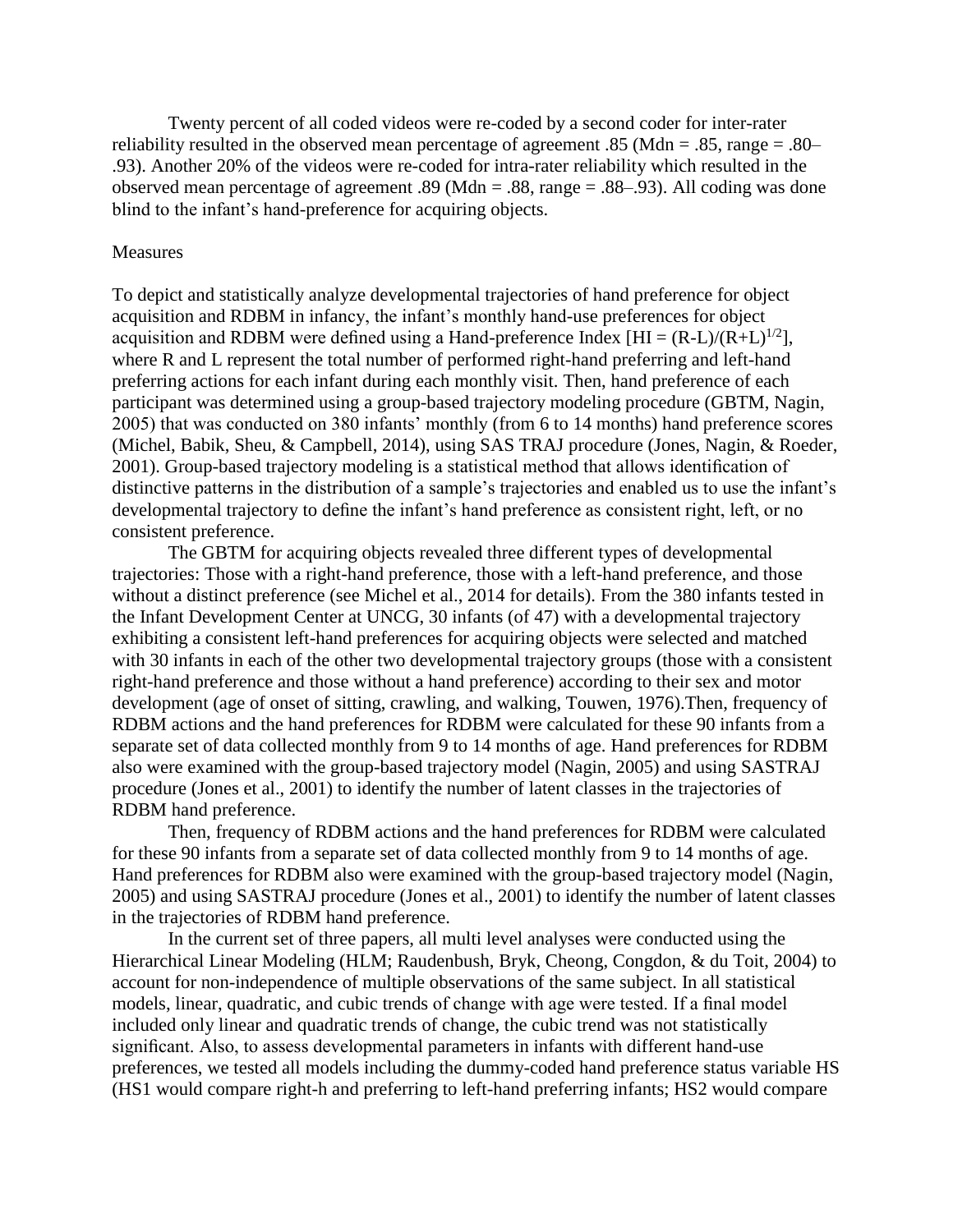Twenty percent of all coded videos were re-coded by a second coder for inter-rater reliability resulted in the observed mean percentage of agreement .85 (Mdn = .85, range = .80–.93). Another 20% of the videos were re-coded for intra-rater reliability which resulted in the observed mean percentage of agreement .89 (Mdn = .88, range = .88–.93). All coding was done blind to the infant's hand-preference for acquiring objects.

## Measures

To depict and statistically analyze developmental trajectories of hand preference for object acquisition and RDBM in infancy, the infant's monthly hand-use preferences for object acquisition and RDBM were defined using a Hand-preference Index [$HI = (R-L)/(R+L)^{1/2}$], where R and L represent the total number of performed right-hand preferring and left-hand preferring actions for each infant during each monthly visit. Then, hand preference of each participant was determined using a group-based trajectory modeling procedure (GBTM, Nagin, 2005) that was conducted on 380 infants' monthly (from 6 to 14 months) hand preference scores (Michel, Babik, Sheu, & Campbell, 2014), using SAS TRAJ procedure (Jones, Nagin, & Roeder, 2001). Group-based trajectory modeling is a statistical method that allows identification of distinctive patterns in the distribution of a sample's trajectories and enabled us to use the infant's developmental trajectory to define the infant's hand preference as consistent right, left, or no consistent preference.

The GBTM for acquiring objects revealed three different types of developmental trajectories: Those with a right-hand preference, those with a left-hand preference, and those without a distinct preference (see Michel et al., 2014 for details). From the 380 infants tested in the Infant Development Center at UNCG, 30 infants (of 47) with a developmental trajectory exhibiting a consistent left-hand preferences for acquiring objects were selected and matched with 30 infants in each of the other two developmental trajectory groups (those with a consistent right-hand preference and those without a hand preference) according to their sex and motor development (age of onset of sitting, crawling, and walking, Touwen, 1976).Then, frequency of RDBM actions and the hand preferences for RDBM were calculated for these 90 infants from a separate set of data collected monthly from 9 to 14 months of age. Hand preferences for RDBM also were examined with the group-based trajectory model (Nagin, 2005) and using SASTRAJ procedure (Jones et al., 2001) to identify the number of latent classes in the trajectories of RDBM hand preference.

Then, frequency of RDBM actions and the hand preferences for RDBM were calculated for these 90 infants from a separate set of data collected monthly from 9 to 14 months of age. Hand preferences for RDBM also were examined with the group-based trajectory model (Nagin, 2005) and using SASTRAJ procedure (Jones et al., 2001) to identify the number of latent classes in the trajectories of RDBM hand preference.

In the current set of three papers, all multi level analyses were conducted using the Hierarchical Linear Modeling (HLM; Raudenbush, Bryk, Cheong, Congdon, & du Toit, 2004) to account for non-independence of multiple observations of the same subject. In all statistical models, linear, quadratic, and cubic trends of change with age were tested. If a final model included only linear and quadratic trends of change, the cubic trend was not statistically significant. Also, to assess developmental parameters in infants with different hand-use preferences, we tested all models including the dummy-coded hand preference status variable HS (HS1 would compare right-h and preferring to left-hand preferring infants; HS2 would compare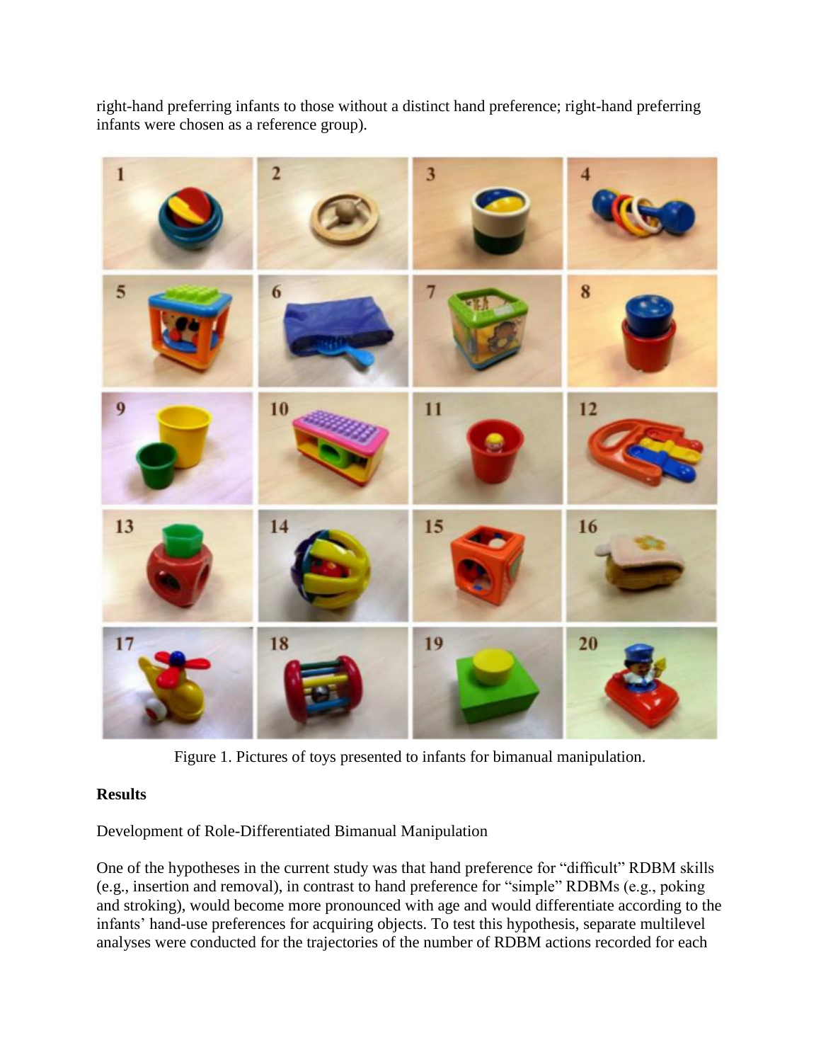right-hand preferring infants to those without a distinct hand preference; right-hand preferring infants were chosen as a reference group).

Figure 1. Pictures of toys presented to infants for bimanual manipulation.

## Results

Development of Role-Differentiated Bimanual Manipulation

One of the hypotheses in the current study was that hand preference for "difficult" RDBM skills (e.g., insertion and removal), in contrast to hand preference for "simple" RDBMs (e.g., poking and stroking), would become more pronounced with age and would differentiate according to the infants' hand-use preferences for acquiring objects. To test this hypothesis, separate multilevel analyses were conducted for the trajectories of the number of RDBM actions recorded for each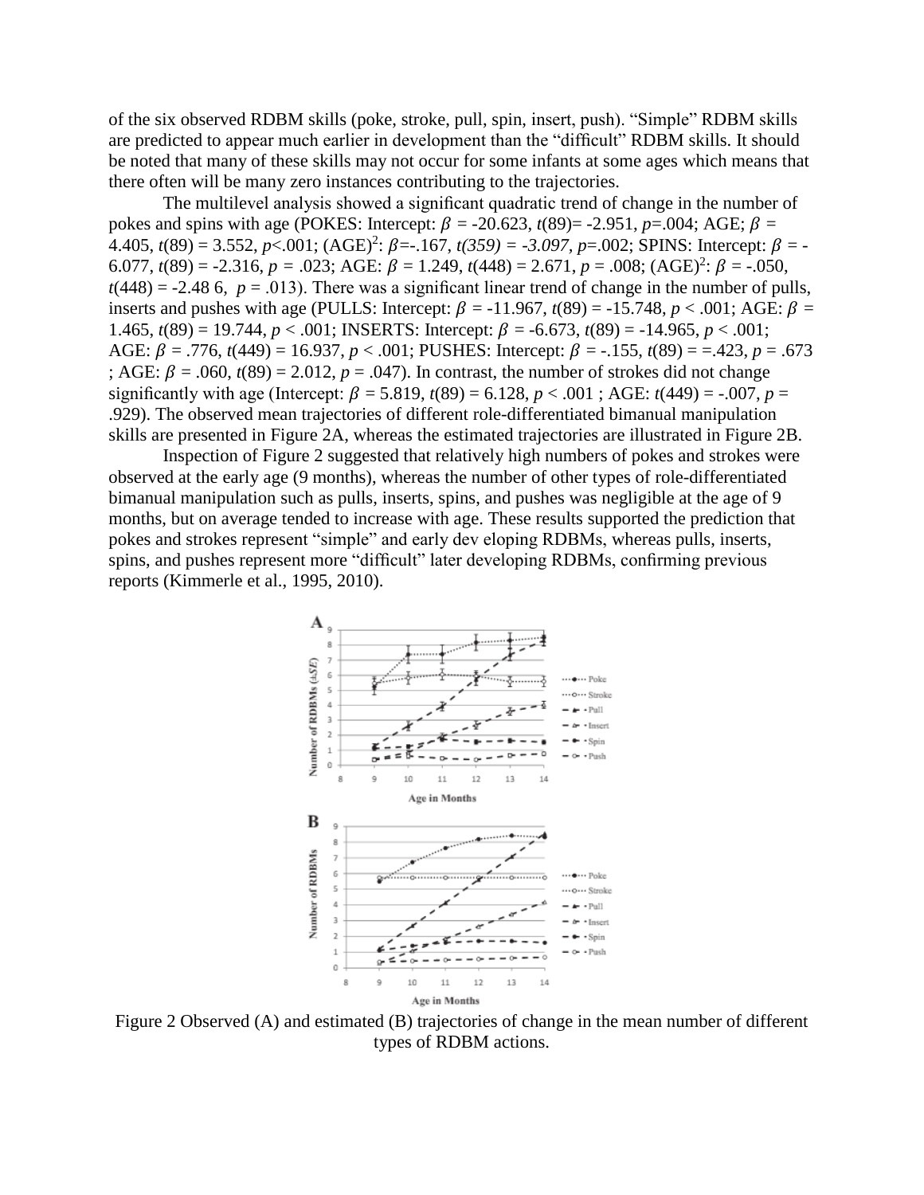of the six observed RDBM skills (poke, stroke, pull, spin, insert, push). “Simple” RDBM skills are predicted to appear much earlier in development than the “difficult” RDBM skills. It should be noted that many of these skills may not occur for some infants at some ages which means that there often will be many zero instances contributing to the trajectories.

The multilevel analysis showed a significant quadratic trend of change in the number of pokes and spins with age (POKES: Intercept: $\beta$ = -20.623, $t(89)$= -2.951, $p$=.004; AGE; $\beta$ = 4.405, $t(89)$ = 3.552, $p$<.001; $(AGE)^2$: $\beta$=-.167, $t(359)$ = -3.097, $p$=.002; SPINS: Intercept: $\beta$ = -6.077, $t(89)$ = -2.316, $p$ = .023; AGE: $\beta$ = 1.249, $t(448)$ = 2.671, $p$ = .008; $(AGE)^2$: $\beta$ = -.050, $t(448)$ = -2.48 6, $p$ = .013). There was a significant linear trend of change in the number of pulls, inserts and pushes with age (PULLS: Intercept: $\beta$ = -11.967, $t(89)$ = -15.748, $p$ < .001; AGE: $\beta$ = 1.465, $t(89)$ = 19.744, $p$ < .001; INSERTS: Intercept: $\beta$ = -6.673, $t(89)$ = -14.965, $p$ < .001; AGE: $\beta$ = .776, $t(449)$ = 16.937, $p$ < .001; PUSHES: Intercept: $\beta$ = -.155, $t(89)$ = =.423, $p$ = .673 ; AGE: $\beta$ = .060, $t(89)$ = 2.012, $p$ = .047). In contrast, the number of strokes did not change significantly with age (Intercept: $\beta$ = 5.819, $t(89)$ = 6.128, $p$ < .001 ; AGE: $t(449)$ = -.007, $p$ = .929). The observed mean trajectories of different role-differentiated bimanual manipulation skills are presented in Figure 2A, whereas the estimated trajectories are illustrated in Figure 2B.

Inspection of Figure 2 suggested that relatively high numbers of pokes and strokes were observed at the early age (9 months), whereas the number of other types of role-differentiated bimanual manipulation such as pulls, inserts, spins, and pushes was negligible at the age of 9 months, but on average tended to increase with age. These results supported the prediction that pokes and strokes represent “simple” and early dev eloping RDBMs, whereas pulls, inserts, spins, and pushes represent more “difficult” later developing RDBMs, confirming previous reports (Kimmerle et al., 1995, 2010).

Figure 2 Observed (A) and estimated (B) trajectories of change in the mean number of different types of RDBM actions.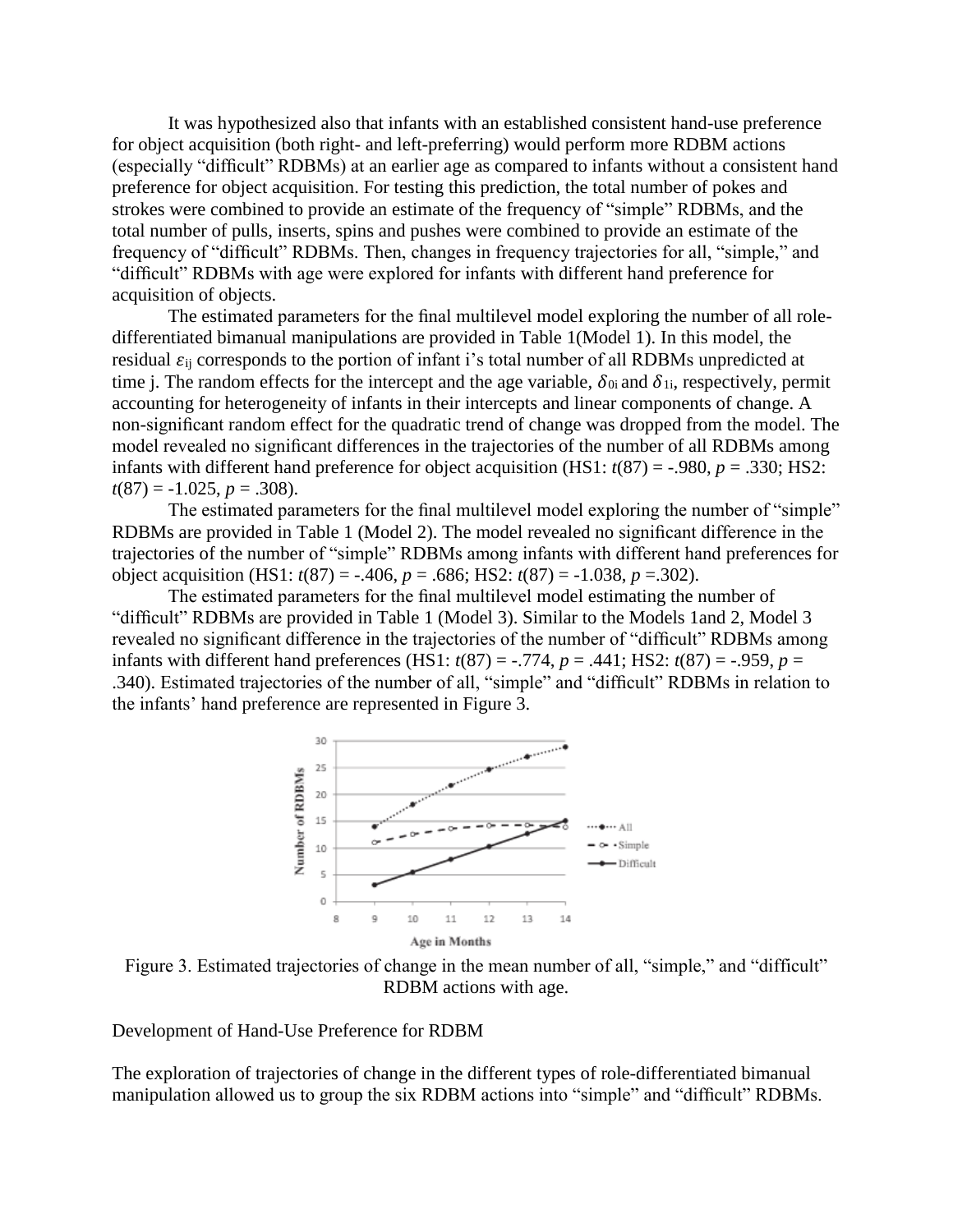It was hypothesized also that infants with an established consistent hand-use preference for object acquisition (both right- and left-preferring) would perform more RDBM actions (especially “difficult” RDBMs) at an earlier age as compared to infants without a consistent hand preference for object acquisition. For testing this prediction, the total number of pokes and strokes were combined to provide an estimate of the frequency of “simple” RDBMs, and the total number of pulls, inserts, spins and pushes were combined to provide an estimate of the frequency of “difficult” RDBMs. Then, changes in frequency trajectories for all, “simple,” and “difficult” RDBMs with age were explored for infants with different hand preference for acquisition of objects.

The estimated parameters for the final multilevel model exploring the number of all role-differentiated bimanual manipulations are provided in Table 1(Model 1). In this model, the residual $\varepsilon_{ij}$ corresponds to the portion of infant i’s total number of all RDBMs unpredicted at time j. The random effects for the intercept and the age variable, $\delta_{0i}$ and $\delta_{1i}$, respectively, permit accounting for heterogeneity of infants in their intercepts and linear components of change. A non-significant random effect for the quadratic trend of change was dropped from the model. The model revealed no significant differences in the trajectories of the number of all RDBMs among infants with different hand preference for object acquisition (HS1: $t(87) = -.980$, $p = .330$; HS2: $t(87) = -1.025$, $p = .308$).

The estimated parameters for the final multilevel model exploring the number of “simple” RDBMs are provided in Table 1 (Model 2). The model revealed no significant difference in the trajectories of the number of “simple” RDBMs among infants with different hand preferences for object acquisition (HS1: $t(87) = -.406$, $p = .686$; HS2: $t(87) = -1.038$, $p = .302$).

The estimated parameters for the final multilevel model estimating the number of “difficult” RDBMs are provided in Table 1 (Model 3). Similar to the Models 1and 2, Model 3 revealed no significant difference in the trajectories of the number of “difficult” RDBMs among infants with different hand preferences (HS1: $t(87) = -.774$, $p = .441$; HS2: $t(87) = -.959$, $p = .340$). Estimated trajectories of the number of all, “simple” and “difficult” RDBMs in relation to the infants’ hand preference are represented in Figure 3.

Figure 3. Estimated trajectories of change in the mean number of all, “simple,” and “difficult” RDBM actions with age.

Development of Hand-Use Preference for RDBM

The exploration of trajectories of change in the different types of role-differentiated bimanual manipulation allowed us to group the six RDBM actions into “simple” and “difficult” RDBMs.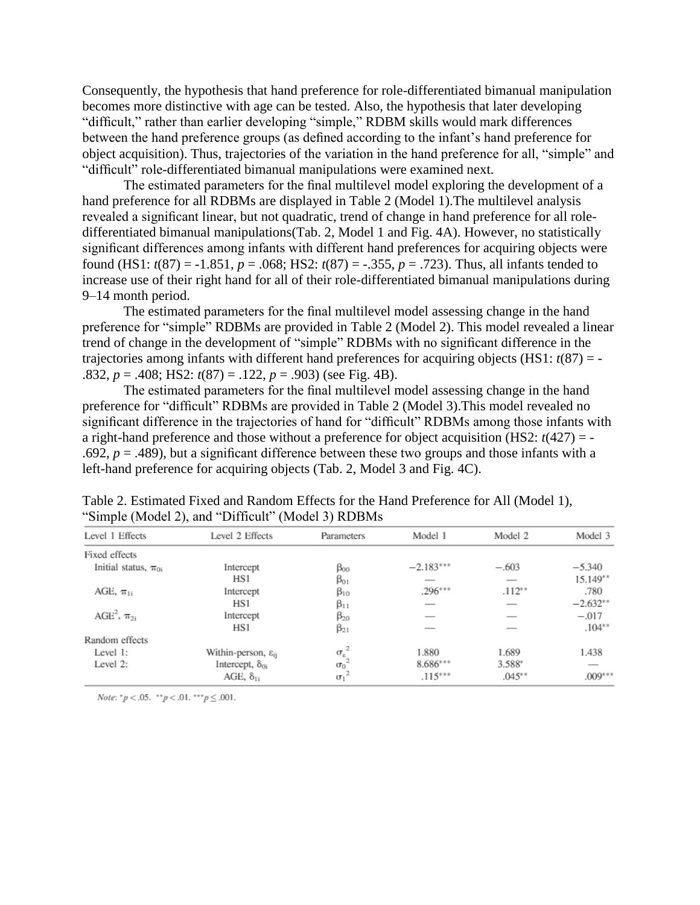Consequently, the hypothesis that hand preference for role-differentiated bimanual manipulation becomes more distinctive with age can be tested. Also, the hypothesis that later developing "difficult," rather than earlier developing "simple," RDBM skills would mark differences between the hand preference groups (as defined according to the infant's hand preference for object acquisition). Thus, trajectories of the variation in the hand preference for all, "simple" and "difficult" role-differentiated bimanual manipulations were examined next.

The estimated parameters for the final multilevel model exploring the development of a hand preference for all RDBMs are displayed in Table 2 (Model 1).The multilevel analysis revealed a significant linear, but not quadratic, trend of change in hand preference for all role-differentiated bimanual manipulations(Tab. 2, Model 1 and Fig. 4A). However, no statistically significant differences among infants with different hand preferences for acquiring objects were found (HS1: $t(87) = -1.851$, $p = .068$; HS2: $t(87) = -.355$, $p = .723$). Thus, all infants tended to increase use of their right hand for all of their role-differentiated bimanual manipulations during 9–14 month period.

The estimated parameters for the final multilevel model assessing change in the hand preference for "simple" RDBMs are provided in Table 2 (Model 2). This model revealed a linear trend of change in the development of "simple" RDBMs with no significant difference in the trajectories among infants with different hand preferences for acquiring objects (HS1: $t(87) = -.832$, $p = .408$; HS2: $t(87) = .122$, $p = .903$) (see Fig. 4B).

The estimated parameters for the final multilevel model assessing change in the hand preference for "difficult" RDBMs are provided in Table 2 (Model 3).This model revealed no significant difference in the trajectories of hand for "difficult" RDBMs among those infants with a right-hand preference and those without a preference for object acquisition (HS2: $t(427) = -.692$, $p = .489$), but a significant difference between these two groups and those infants with a left-hand preference for acquiring objects (Tab. 2, Model 3 and Fig. 4C).

Table 2. Estimated Fixed and Random Effects for the Hand Preference for All (Model 1), "Simple (Model 2), and "Difficult" (Model 3) RDBMs

| Level 1 Effects | Level 2 Effects | Parameters | Model 1 | Model 2 | Model 3 |
|---|---|---|---|---|---|
| Fixed effects | | | | | |
| Initial status, $\pi_{0i}$ | Intercept | $\beta_{00}$ | $-2.183^{***}$ | $-.603$ | $-5.340$ |
| | HS1 | $\beta_{01}$ | — | — | $15.149^{**}$ |
| AGE, $\pi_{1i}$ | Intercept | $\beta_{10}$ | $.296^{***}$ | $.112^{**}$ | $.780$ |
| | HS1 | $\beta_{11}$ | — | — | $-2.632^{**}$ |
| AGE$^2$, $\pi_{2i}$ | Intercept | $\beta_{20}$ | — | — | $-.017$ |
| | HS1 | $\beta_{21}$ | — | — | $.104^{**}$ |
| Random effects | | | | | |
| Level 1: | Within-person, $\varepsilon_{ij}$ | $\sigma_\varepsilon^2$ | 1.880 | 1.689 | 1.438 |
| Level 2: | Intercept, $\delta_{0i}$ | $\sigma_0^2$ | $8.686^{***}$ | $3.588^{*}$ | — |
| | AGE, $\delta_{1i}$ | $\sigma_1^2$ | $.115^{***}$ | $.045^{**}$ | $.009^{***}$ |

*Note*: $^{*}p < .05$. $^{**}p < .01$. $^{***}p \leq .001$.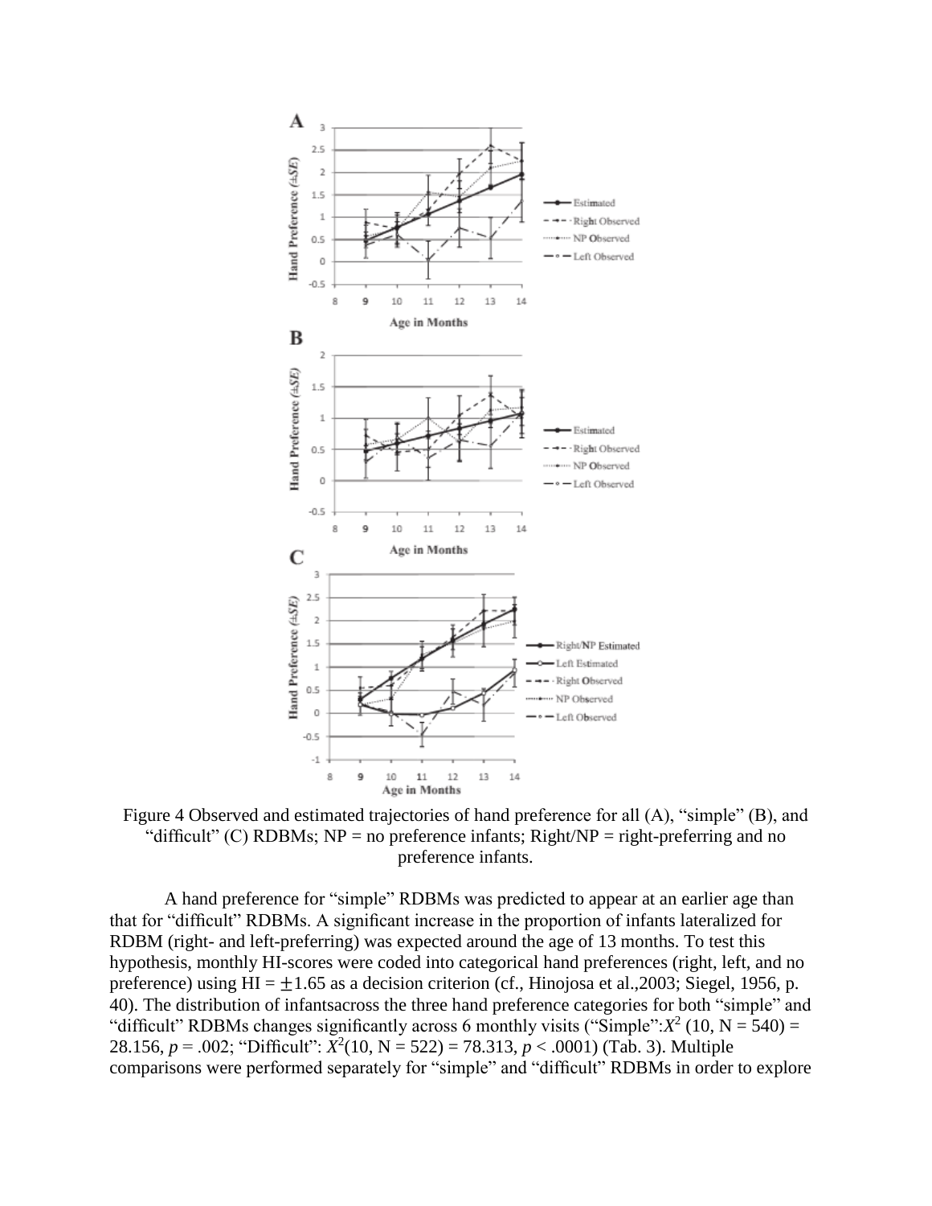Figure 4 Observed and estimated trajectories of hand preference for all (A), “simple” (B), and “difficult” (C) RDBMs; NP = no preference infants; Right/NP = right-preferring and no preference infants.

A hand preference for “simple” RDBMs was predicted to appear at an earlier age than that for “difficult” RDBMs. A significant increase in the proportion of infants lateralized for RDBM (right- and left-preferring) was expected around the age of 13 months. To test this hypothesis, monthly HI-scores were coded into categorical hand preferences (right, left, and no preference) using HI = $\pm 1.65$ as a decision criterion (cf., Hinojosa et al.,2003; Siegel, 1956, p. 40). The distribution of infantsacross the three hand preference categories for both “simple” and “difficult” RDBMs changes significantly across 6 monthly visits (“Simple”: $X^2$ (10, N = 540) = 28.156, $p$ = .002; “Difficult”: $X^2$(10, N = 522) = 78.313, $p$ < .0001) (Tab. 3). Multiple comparisons were performed separately for “simple” and “difficult” RDBMs in order to explore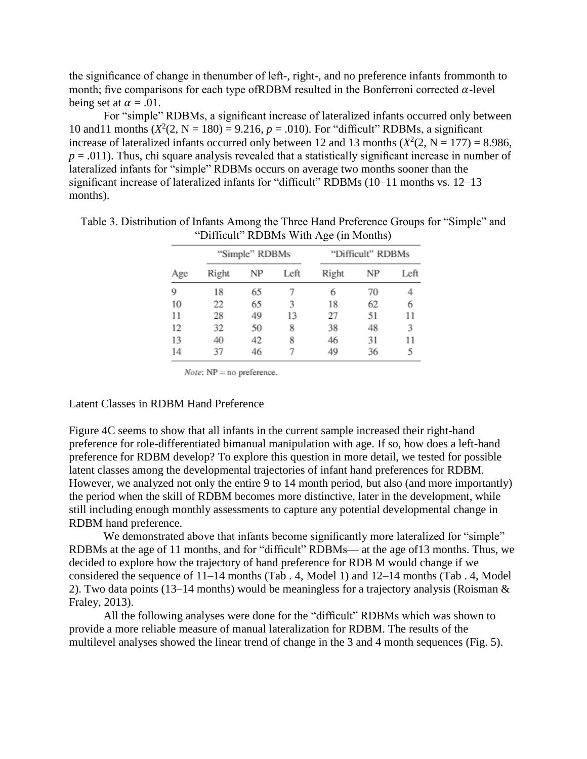the significance of change in thenumber of left-, right-, and no preference infants frommonth to month; five comparisons for each type ofRDBM resulted in the Bonferroni corrected $\alpha$-level being set at $\alpha$ = .01.

For “simple” RDBMs, a significant increase of lateralized infants occurred only between 10 and11 months ($X^2(2, N = 180) = 9.216$, $p = .010$). For “difficult” RDBMs, a significant increase of lateralized infants occurred only between 12 and 13 months ($X^2(2, N = 177) = 8.986$, $p = .011$). Thus, chi square analysis revealed that a statistically significant increase in number of lateralized infants for “simple” RDBMs occurs on average two months sooner than the significant increase of lateralized infants for “difficult” RDBMs (10–11 months vs. 12–13 months).

Table 3. Distribution of Infants Among the Three Hand Preference Groups for “Simple” and “Difficult” RDBMs With Age (in Months)

| | “Simple” RDBMs | | | “Difficult” RDBMs | | |
|---|---|---|---|---|---|---|
| Age | Right | NP | Left | Right | NP | Left |
| 9 | 18 | 65 | 7 | 6 | 70 | 4 |
| 10 | 22 | 65 | 3 | 18 | 62 | 6 |
| 11 | 28 | 49 | 13 | 27 | 51 | 11 |
| 12 | 32 | 50 | 8 | 38 | 48 | 3 |
| 13 | 40 | 42 | 8 | 46 | 31 | 11 |
| 14 | 37 | 46 | 7 | 49 | 36 | 5 |

*Note*: NP = no preference.

## Latent Classes in RDBM Hand Preference

Figure 4C seems to show that all infants in the current sample increased their right-hand preference for role-differentiated bimanual manipulation with age. If so, how does a left-hand preference for RDBM develop? To explore this question in more detail, we tested for possible latent classes among the developmental trajectories of infant hand preferences for RDBM. However, we analyzed not only the entire 9 to 14 month period, but also (and more importantly) the period when the skill of RDBM becomes more distinctive, later in the development, while still including enough monthly assessments to capture any potential developmental change in RDBM hand preference.

We demonstrated above that infants become significantly more lateralized for “simple” RDBMs at the age of 11 months, and for “difficult” RDBMs— at the age of13 months. Thus, we decided to explore how the trajectory of hand preference for RDB M would change if we considered the sequence of 11–14 months (Tab . 4, Model 1) and 12–14 months (Tab . 4, Model 2). Two data points (13–14 months) would be meaningless for a trajectory analysis (Roisman & Fraley, 2013).

All the following analyses were done for the “difficult” RDBMs which was shown to provide a more reliable measure of manual lateralization for RDBM. The results of the multilevel analyses showed the linear trend of change in the 3 and 4 month sequences (Fig. 5).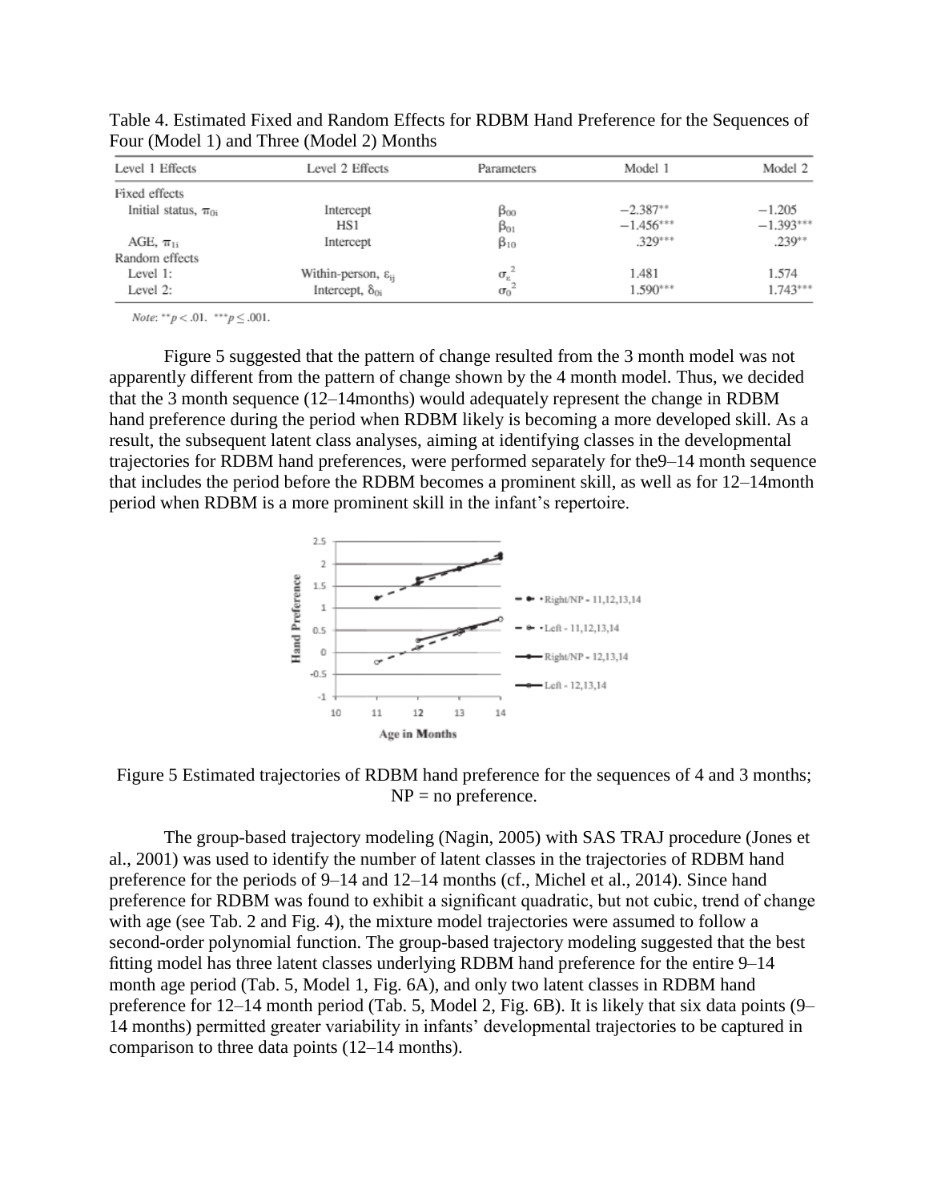Table 4. Estimated Fixed and Random Effects for RDBM Hand Preference for the Sequences of Four (Model 1) and Three (Model 2) Months

| Level 1 Effects | Level 2 Effects | Parameters | Model 1 | Model 2 |
|---|---|---|---|---|
| Fixed effects | | | | |
| Initial status, $\pi_{0i}$ | Intercept | $\beta_{00}$ | $-2.387^{**}$ | $-1.205$ |
| | HS1 | $\beta_{01}$ | $-1.456^{***}$ | $-1.393^{***}$ |
| AGE, $\pi_{1i}$ | Intercept | $\beta_{10}$ | $.329^{***}$ | $.239^{**}$ |
| Random effects | | | | |
| Level 1: | Within-person, $\varepsilon_{ij}$ | $\sigma_{\varepsilon}^{2}$ | 1.481 | 1.574 |
| Level 2: | Intercept, $\delta_{0i}$ | $\sigma_{0}^{2}$ | $1.590^{***}$ | $1.743^{***}$ |

*Note*: $^{**}p < .01$. $^{***}p \leq .001$.

Figure 5 suggested that the pattern of change resulted from the 3 month model was not apparently different from the pattern of change shown by the 4 month model. Thus, we decided that the 3 month sequence (12–14months) would adequately represent the change in RDBM hand preference during the period when RDBM likely is becoming a more developed skill. As a result, the subsequent latent class analyses, aiming at identifying classes in the developmental trajectories for RDBM hand preferences, were performed separately for the9–14 month sequence that includes the period before the RDBM becomes a prominent skill, as well as for 12–14month period when RDBM is a more prominent skill in the infant's repertoire.

Figure 5 Estimated trajectories of RDBM hand preference for the sequences of 4 and 3 months; NP = no preference.

The group-based trajectory modeling (Nagin, 2005) with SAS TRAJ procedure (Jones et al., 2001) was used to identify the number of latent classes in the trajectories of RDBM hand preference for the periods of 9–14 and 12–14 months (cf., Michel et al., 2014). Since hand preference for RDBM was found to exhibit a significant quadratic, but not cubic, trend of change with age (see Tab. 2 and Fig. 4), the mixture model trajectories were assumed to follow a second-order polynomial function. The group-based trajectory modeling suggested that the best fitting model has three latent classes underlying RDBM hand preference for the entire 9–14 month age period (Tab. 5, Model 1, Fig. 6A), and only two latent classes in RDBM hand preference for 12–14 month period (Tab. 5, Model 2, Fig. 6B). It is likely that six data points (9–14 months) permitted greater variability in infants' developmental trajectories to be captured in comparison to three data points (12–14 months).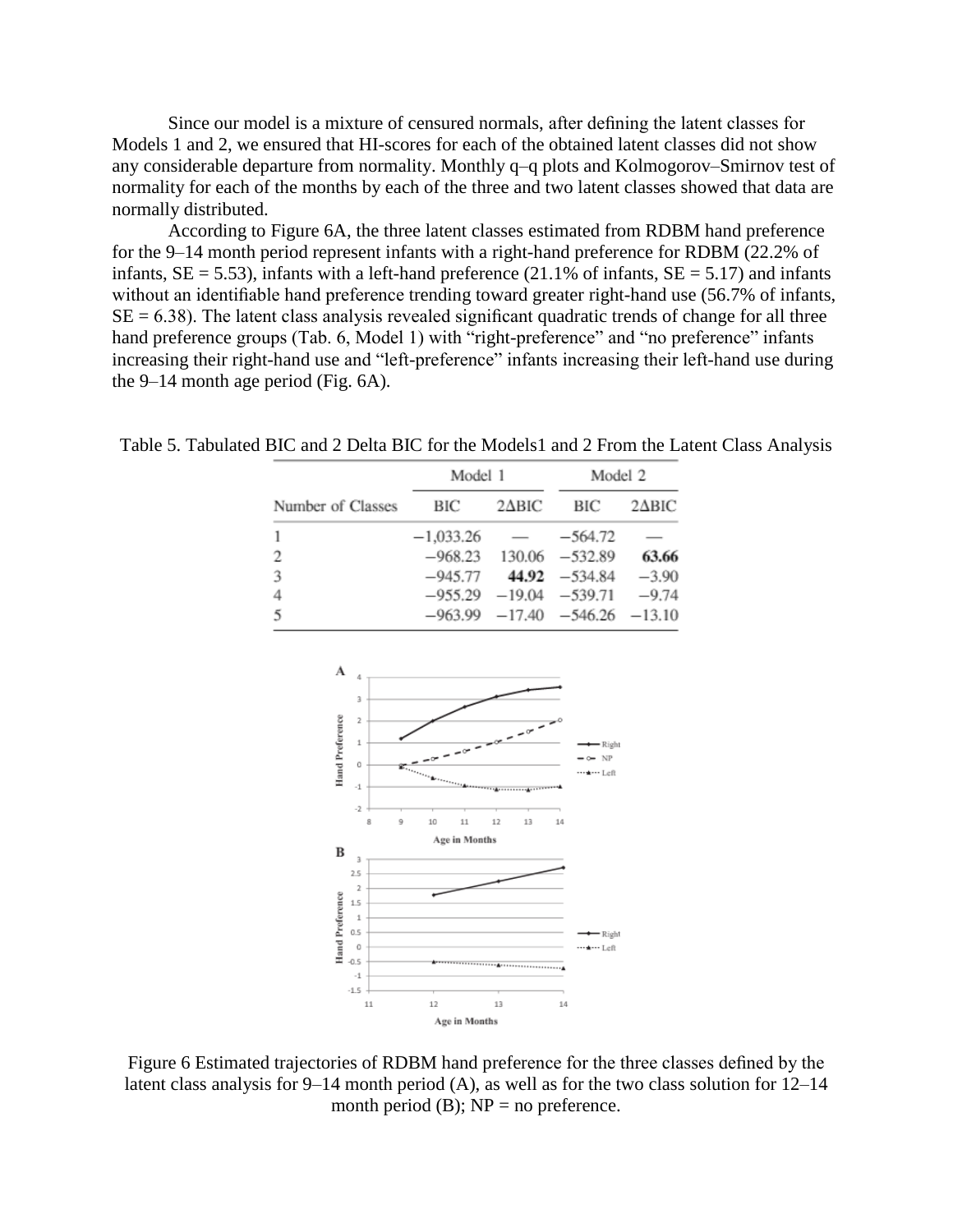Since our model is a mixture of censured normals, after defining the latent classes for Models 1 and 2, we ensured that HI-scores for each of the obtained latent classes did not show any considerable departure from normality. Monthly q–q plots and Kolmogorov–Smirnov test of normality for each of the months by each of the three and two latent classes showed that data are normally distributed.

According to Figure 6A, the three latent classes estimated from RDBM hand preference for the 9–14 month period represent infants with a right-hand preference for RDBM (22.2% of infants, SE = 5.53), infants with a left-hand preference (21.1% of infants, SE = 5.17) and infants without an identifiable hand preference trending toward greater right-hand use (56.7% of infants, SE = 6.38). The latent class analysis revealed significant quadratic trends of change for all three hand preference groups (Tab. 6, Model 1) with "right-preference" and "no preference" infants increasing their right-hand use and "left-preference" infants increasing their left-hand use during the 9–14 month age period (Fig. 6A).

Table 5. Tabulated BIC and 2 Delta BIC for the Models1 and 2 From the Latent Class Analysis

| | Model 1 | | Model 2 | |
|---|---|---|---|---|
| Number of Classes | BIC | 2ΔBIC | BIC | 2ΔBIC |
| 1 | −1,033.26 | — | −564.72 | — |
| 2 | −968.23 | 130.06 | −532.89 | **63.66** |
| 3 | −945.77 | **44.92** | −534.84 | −3.90 |
| 4 | −955.29 | −19.04 | −539.71 | −9.74 |
| 5 | −963.99 | −17.40 | −546.26 | −13.10 |

Figure 6 Estimated trajectories of RDBM hand preference for the three classes defined by the latent class analysis for 9–14 month period (A), as well as for the two class solution for 12–14 month period (B); NP = no preference.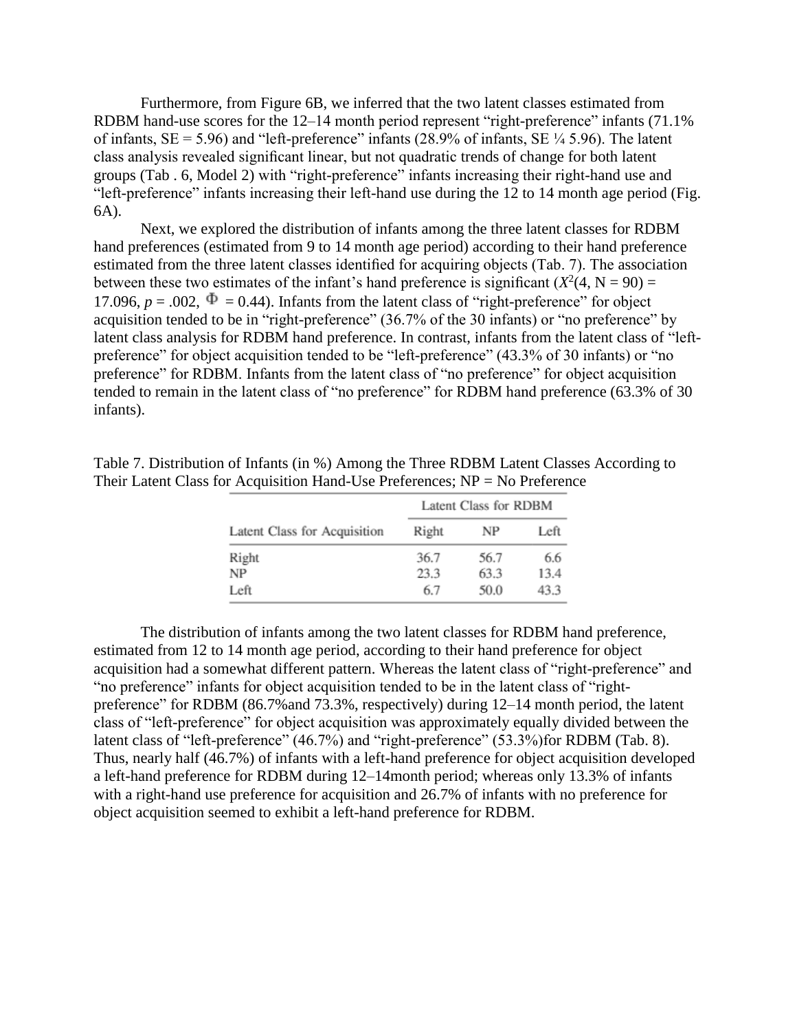Furthermore, from Figure 6B, we inferred that the two latent classes estimated from RDBM hand-use scores for the 12–14 month period represent "right-preference" infants (71.1% of infants, SE = 5.96) and "left-preference" infants (28.9% of infants, SE ¼ 5.96). The latent class analysis revealed significant linear, but not quadratic trends of change for both latent groups (Tab . 6, Model 2) with "right-preference" infants increasing their right-hand use and "left-preference" infants increasing their left-hand use during the 12 to 14 month age period (Fig. 6A).

Next, we explored the distribution of infants among the three latent classes for RDBM hand preferences (estimated from 9 to 14 month age period) according to their hand preference estimated from the three latent classes identified for acquiring objects (Tab. 7). The association between these two estimates of the infant's hand preference is significant ($X^2(4, N = 90) = 17.096$, $p = .002$, $\Phi = 0.44$). Infants from the latent class of "right-preference" for object acquisition tended to be in "right-preference" (36.7% of the 30 infants) or "no preference" by latent class analysis for RDBM hand preference. In contrast, infants from the latent class of "left-preference" for object acquisition tended to be "left-preference" (43.3% of 30 infants) or "no preference" for RDBM. Infants from the latent class of "no preference" for object acquisition tended to remain in the latent class of "no preference" for RDBM hand preference (63.3% of 30 infants).

Table 7. Distribution of Infants (in %) Among the Three RDBM Latent Classes According to Their Latent Class for Acquisition Hand-Use Preferences; NP = No Preference

| | Latent Class for RDBM | | |
|---|---|---|---|
| Latent Class for Acquisition | Right | NP | Left |
| Right | 36.7 | 56.7 | 6.6 |
| NP | 23.3 | 63.3 | 13.4 |
| Left | 6.7 | 50.0 | 43.3 |

The distribution of infants among the two latent classes for RDBM hand preference, estimated from 12 to 14 month age period, according to their hand preference for object acquisition had a somewhat different pattern. Whereas the latent class of "right-preference" and "no preference" infants for object acquisition tended to be in the latent class of "right-preference" for RDBM (86.7%and 73.3%, respectively) during 12–14 month period, the latent class of "left-preference" for object acquisition was approximately equally divided between the latent class of "left-preference" (46.7%) and "right-preference" (53.3%)for RDBM (Tab. 8). Thus, nearly half (46.7%) of infants with a left-hand preference for object acquisition developed a left-hand preference for RDBM during 12–14month period; whereas only 13.3% of infants with a right-hand use preference for acquisition and 26.7% of infants with no preference for object acquisition seemed to exhibit a left-hand preference for RDBM.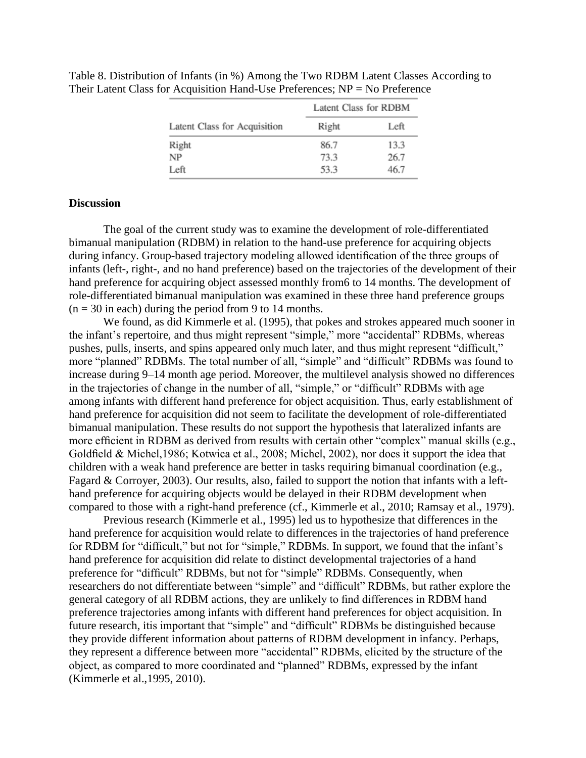Table 8. Distribution of Infants (in %) Among the Two RDBM Latent Classes According to Their Latent Class for Acquisition Hand-Use Preferences; NP = No Preference

| | Latent Class for RDBM | |
|---|---|---|
| Latent Class for Acquisition | Right | Left |
| Right | 86.7 | 13.3 |
| NP | 73.3 | 26.7 |
| Left | 53.3 | 46.7 |

## Discussion

The goal of the current study was to examine the development of role-differentiated bimanual manipulation (RDBM) in relation to the hand-use preference for acquiring objects during infancy. Group-based trajectory modeling allowed identification of the three groups of infants (left-, right-, and no hand preference) based on the trajectories of the development of their hand preference for acquiring object assessed monthly from6 to 14 months. The development of role-differentiated bimanual manipulation was examined in these three hand preference groups (n = 30 in each) during the period from 9 to 14 months.

We found, as did Kimmerle et al. (1995), that pokes and strokes appeared much sooner in the infant's repertoire, and thus might represent "simple," more "accidental" RDBMs, whereas pushes, pulls, inserts, and spins appeared only much later, and thus might represent "difficult," more "planned" RDBMs. The total number of all, "simple" and "difficult" RDBMs was found to increase during 9–14 month age period. Moreover, the multilevel analysis showed no differences in the trajectories of change in the number of all, "simple," or "difficult" RDBMs with age among infants with different hand preference for object acquisition. Thus, early establishment of hand preference for acquisition did not seem to facilitate the development of role-differentiated bimanual manipulation. These results do not support the hypothesis that lateralized infants are more efficient in RDBM as derived from results with certain other "complex" manual skills (e.g., Goldfield & Michel,1986; Kotwica et al., 2008; Michel, 2002), nor does it support the idea that children with a weak hand preference are better in tasks requiring bimanual coordination (e.g., Fagard & Corroyer, 2003). Our results, also, failed to support the notion that infants with a left-hand preference for acquiring objects would be delayed in their RDBM development when compared to those with a right-hand preference (cf., Kimmerle et al., 2010; Ramsay et al., 1979).

Previous research (Kimmerle et al., 1995) led us to hypothesize that differences in the hand preference for acquisition would relate to differences in the trajectories of hand preference for RDBM for "difficult," but not for "simple," RDBMs. In support, we found that the infant's hand preference for acquisition did relate to distinct developmental trajectories of a hand preference for "difficult" RDBMs, but not for "simple" RDBMs. Consequently, when researchers do not differentiate between "simple" and "difficult" RDBMs, but rather explore the general category of all RDBM actions, they are unlikely to find differences in RDBM hand preference trajectories among infants with different hand preferences for object acquisition. In future research, itis important that "simple" and "difficult" RDBMs be distinguished because they provide different information about patterns of RDBM development in infancy. Perhaps, they represent a difference between more "accidental" RDBMs, elicited by the structure of the object, as compared to more coordinated and "planned" RDBMs, expressed by the infant (Kimmerle et al.,1995, 2010).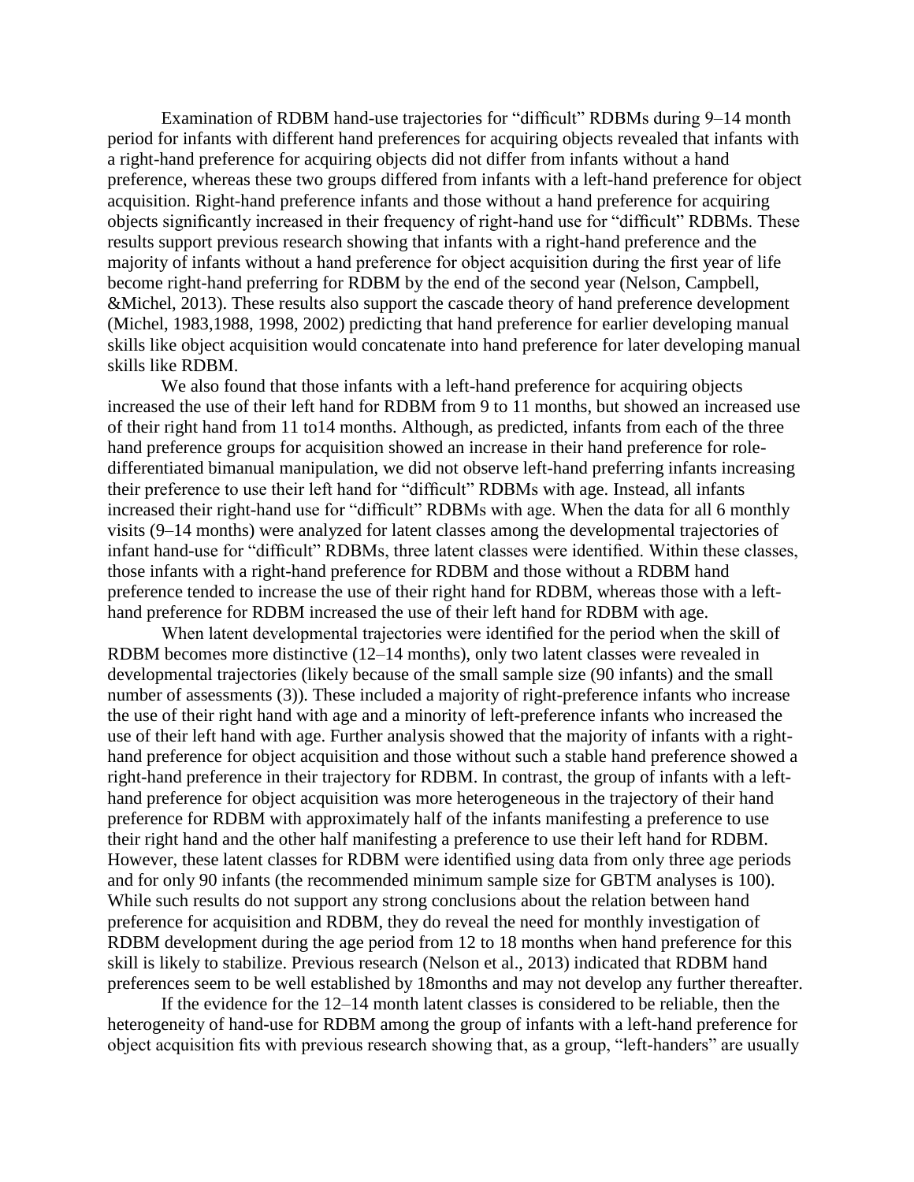Examination of RDBM hand-use trajectories for "difficult" RDBMs during 9–14 month period for infants with different hand preferences for acquiring objects revealed that infants with a right-hand preference for acquiring objects did not differ from infants without a hand preference, whereas these two groups differed from infants with a left-hand preference for object acquisition. Right-hand preference infants and those without a hand preference for acquiring objects significantly increased in their frequency of right-hand use for "difficult" RDBMs. These results support previous research showing that infants with a right-hand preference and the majority of infants without a hand preference for object acquisition during the first year of life become right-hand preferring for RDBM by the end of the second year (Nelson, Campbell, &Michel, 2013). These results also support the cascade theory of hand preference development (Michel, 1983,1988, 1998, 2002) predicting that hand preference for earlier developing manual skills like object acquisition would concatenate into hand preference for later developing manual skills like RDBM.

We also found that those infants with a left-hand preference for acquiring objects increased the use of their left hand for RDBM from 9 to 11 months, but showed an increased use of their right hand from 11 to14 months. Although, as predicted, infants from each of the three hand preference groups for acquisition showed an increase in their hand preference for role-differentiated bimanual manipulation, we did not observe left-hand preferring infants increasing their preference to use their left hand for "difficult" RDBMs with age. Instead, all infants increased their right-hand use for "difficult" RDBMs with age. When the data for all 6 monthly visits (9–14 months) were analyzed for latent classes among the developmental trajectories of infant hand-use for "difficult" RDBMs, three latent classes were identified. Within these classes, those infants with a right-hand preference for RDBM and those without a RDBM hand preference tended to increase the use of their right hand for RDBM, whereas those with a left-hand preference for RDBM increased the use of their left hand for RDBM with age.

When latent developmental trajectories were identified for the period when the skill of RDBM becomes more distinctive (12–14 months), only two latent classes were revealed in developmental trajectories (likely because of the small sample size (90 infants) and the small number of assessments (3)). These included a majority of right-preference infants who increase the use of their right hand with age and a minority of left-preference infants who increased the use of their left hand with age. Further analysis showed that the majority of infants with a right-hand preference for object acquisition and those without such a stable hand preference showed a right-hand preference in their trajectory for RDBM. In contrast, the group of infants with a left-hand preference for object acquisition was more heterogeneous in the trajectory of their hand preference for RDBM with approximately half of the infants manifesting a preference to use their right hand and the other half manifesting a preference to use their left hand for RDBM. However, these latent classes for RDBM were identified using data from only three age periods and for only 90 infants (the recommended minimum sample size for GBTM analyses is 100). While such results do not support any strong conclusions about the relation between hand preference for acquisition and RDBM, they do reveal the need for monthly investigation of RDBM development during the age period from 12 to 18 months when hand preference for this skill is likely to stabilize. Previous research (Nelson et al., 2013) indicated that RDBM hand preferences seem to be well established by 18months and may not develop any further thereafter.

If the evidence for the 12–14 month latent classes is considered to be reliable, then the heterogeneity of hand-use for RDBM among the group of infants with a left-hand preference for object acquisition fits with previous research showing that, as a group, "left-handers" are usually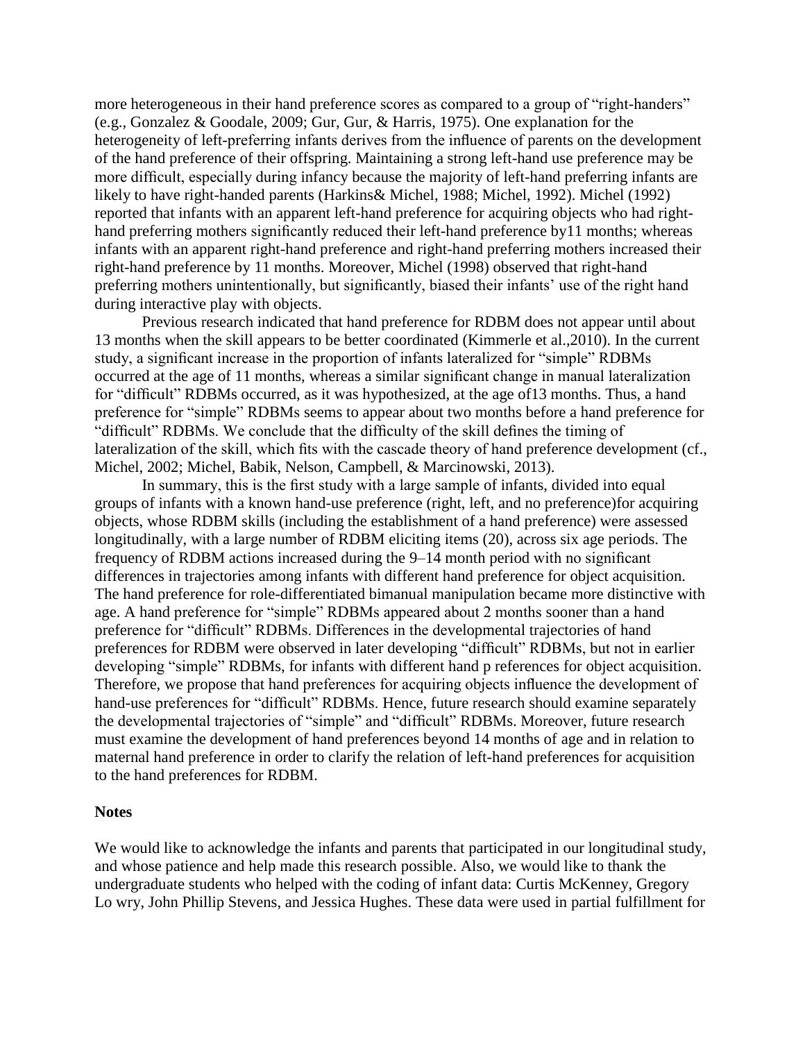more heterogeneous in their hand preference scores as compared to a group of "right-handers" (e.g., Gonzalez & Goodale, 2009; Gur, Gur, & Harris, 1975). One explanation for the heterogeneity of left-preferring infants derives from the influence of parents on the development of the hand preference of their offspring. Maintaining a strong left-hand use preference may be more difficult, especially during infancy because the majority of left-hand preferring infants are likely to have right-handed parents (Harkins& Michel, 1988; Michel, 1992). Michel (1992) reported that infants with an apparent left-hand preference for acquiring objects who had right-hand preferring mothers significantly reduced their left-hand preference by11 months; whereas infants with an apparent right-hand preference and right-hand preferring mothers increased their right-hand preference by 11 months. Moreover, Michel (1998) observed that right-hand preferring mothers unintentionally, but significantly, biased their infants' use of the right hand during interactive play with objects.

Previous research indicated that hand preference for RDBM does not appear until about 13 months when the skill appears to be better coordinated (Kimmerle et al.,2010). In the current study, a significant increase in the proportion of infants lateralized for "simple" RDBMs occurred at the age of 11 months, whereas a similar significant change in manual lateralization for "difficult" RDBMs occurred, as it was hypothesized, at the age of13 months. Thus, a hand preference for "simple" RDBMs seems to appear about two months before a hand preference for "difficult" RDBMs. We conclude that the difficulty of the skill defines the timing of lateralization of the skill, which fits with the cascade theory of hand preference development (cf., Michel, 2002; Michel, Babik, Nelson, Campbell, & Marcinowski, 2013).

In summary, this is the first study with a large sample of infants, divided into equal groups of infants with a known hand-use preference (right, left, and no preference)for acquiring objects, whose RDBM skills (including the establishment of a hand preference) were assessed longitudinally, with a large number of RDBM eliciting items (20), across six age periods. The frequency of RDBM actions increased during the 9–14 month period with no significant differences in trajectories among infants with different hand preference for object acquisition. The hand preference for role-differentiated bimanual manipulation became more distinctive with age. A hand preference for "simple" RDBMs appeared about 2 months sooner than a hand preference for "difficult" RDBMs. Differences in the developmental trajectories of hand preferences for RDBM were observed in later developing "difficult" RDBMs, but not in earlier developing "simple" RDBMs, for infants with different hand p references for object acquisition. Therefore, we propose that hand preferences for acquiring objects influence the development of hand-use preferences for "difficult" RDBMs. Hence, future research should examine separately the developmental trajectories of "simple" and "difficult" RDBMs. Moreover, future research must examine the development of hand preferences beyond 14 months of age and in relation to maternal hand preference in order to clarify the relation of left-hand preferences for acquisition to the hand preferences for RDBM.

**Notes**

We would like to acknowledge the infants and parents that participated in our longitudinal study, and whose patience and help made this research possible. Also, we would like to thank the undergraduate students who helped with the coding of infant data: Curtis McKenney, Gregory Lo wry, John Phillip Stevens, and Jessica Hughes. These data were used in partial fulfillment for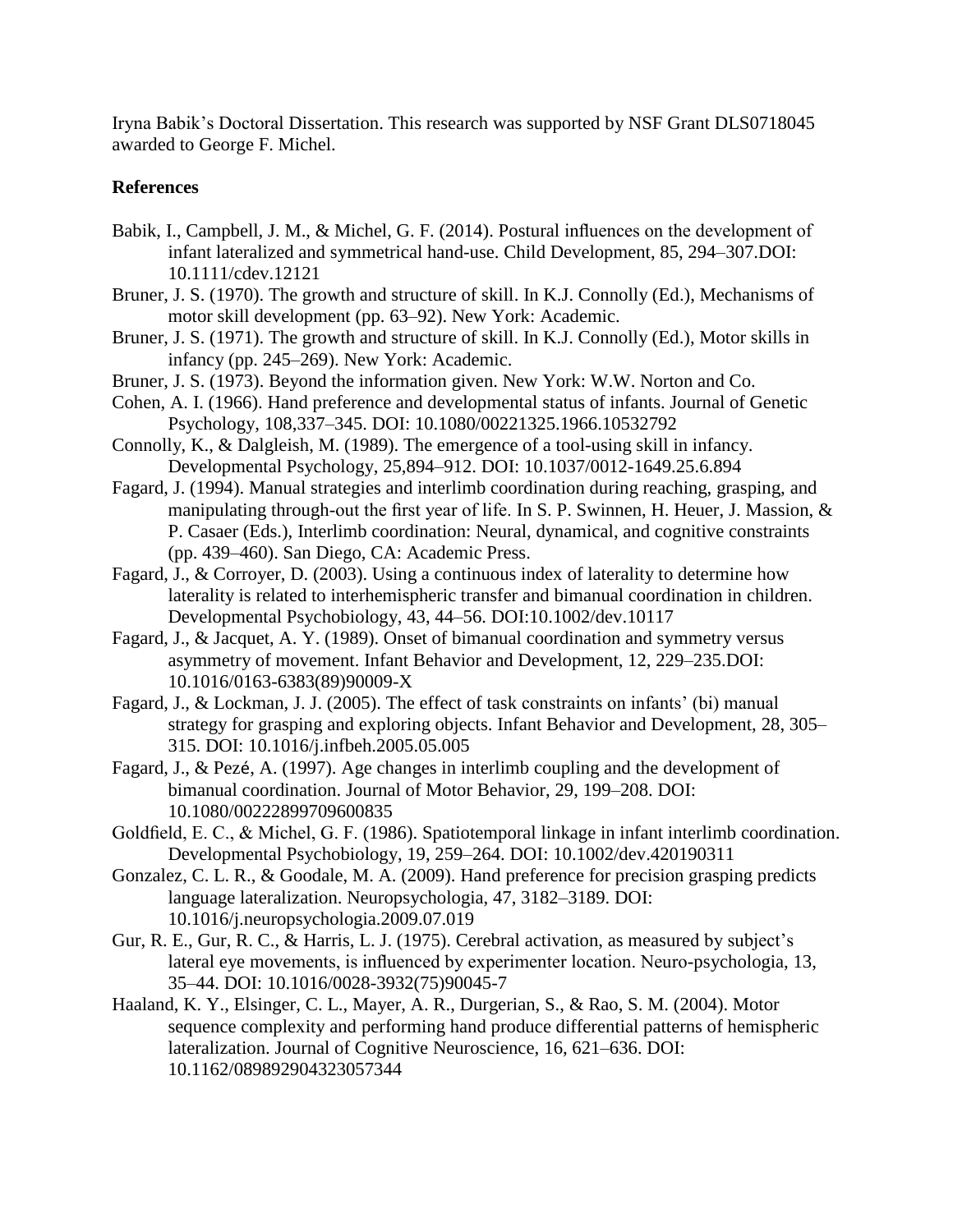Iryna Babik's Doctoral Dissertation. This research was supported by NSF Grant DLS0718045 awarded to George F. Michel.

## References

Babik, I., Campbell, J. M., & Michel, G. F. (2014). Postural influences on the development of infant lateralized and symmetrical hand-use. Child Development, 85, 294–307.DOI: 10.1111/cdev.12121

Bruner, J. S. (1970). The growth and structure of skill. In K.J. Connolly (Ed.), Mechanisms of motor skill development (pp. 63–92). New York: Academic.

Bruner, J. S. (1971). The growth and structure of skill. In K.J. Connolly (Ed.), Motor skills in infancy (pp. 245–269). New York: Academic.

Bruner, J. S. (1973). Beyond the information given. New York: W.W. Norton and Co.

Cohen, A. I. (1966). Hand preference and developmental status of infants. Journal of Genetic Psychology, 108,337–345. DOI: 10.1080/00221325.1966.10532792

Connolly, K., & Dalgleish, M. (1989). The emergence of a tool-using skill in infancy. Developmental Psychology, 25,894–912. DOI: 10.1037/0012-1649.25.6.894

Fagard, J. (1994). Manual strategies and interlimb coordination during reaching, grasping, and manipulating through-out the first year of life. In S. P. Swinnen, H. Heuer, J. Massion, & P. Casaer (Eds.), Interlimb coordination: Neural, dynamical, and cognitive constraints (pp. 439–460). San Diego, CA: Academic Press.

Fagard, J., & Corroyer, D. (2003). Using a continuous index of laterality to determine how laterality is related to interhemispheric transfer and bimanual coordination in children. Developmental Psychobiology, 43, 44–56. DOI:10.1002/dev.10117

Fagard, J., & Jacquet, A. Y. (1989). Onset of bimanual coordination and symmetry versus asymmetry of movement. Infant Behavior and Development, 12, 229–235.DOI: 10.1016/0163-6383(89)90009-X

Fagard, J., & Lockman, J. J. (2005). The effect of task constraints on infants' (bi) manual strategy for grasping and exploring objects. Infant Behavior and Development, 28, 305–315. DOI: 10.1016/j.infbeh.2005.05.005

Fagard, J., & Pezé, A. (1997). Age changes in interlimb coupling and the development of bimanual coordination. Journal of Motor Behavior, 29, 199–208. DOI: 10.1080/00222899709600835

Goldfield, E. C., & Michel, G. F. (1986). Spatiotemporal linkage in infant interlimb coordination. Developmental Psychobiology, 19, 259–264. DOI: 10.1002/dev.420190311

Gonzalez, C. L. R., & Goodale, M. A. (2009). Hand preference for precision grasping predicts language lateralization. Neuropsychologia, 47, 3182–3189. DOI: 10.1016/j.neuropsychologia.2009.07.019

Gur, R. E., Gur, R. C., & Harris, L. J. (1975). Cerebral activation, as measured by subject's lateral eye movements, is influenced by experimenter location. Neuro-psychologia, 13, 35–44. DOI: 10.1016/0028-3932(75)90045-7

Haaland, K. Y., Elsinger, C. L., Mayer, A. R., Durgerian, S., & Rao, S. M. (2004). Motor sequence complexity and performing hand produce differential patterns of hemispheric lateralization. Journal of Cognitive Neuroscience, 16, 621–636. DOI: 10.1162/089892904323057344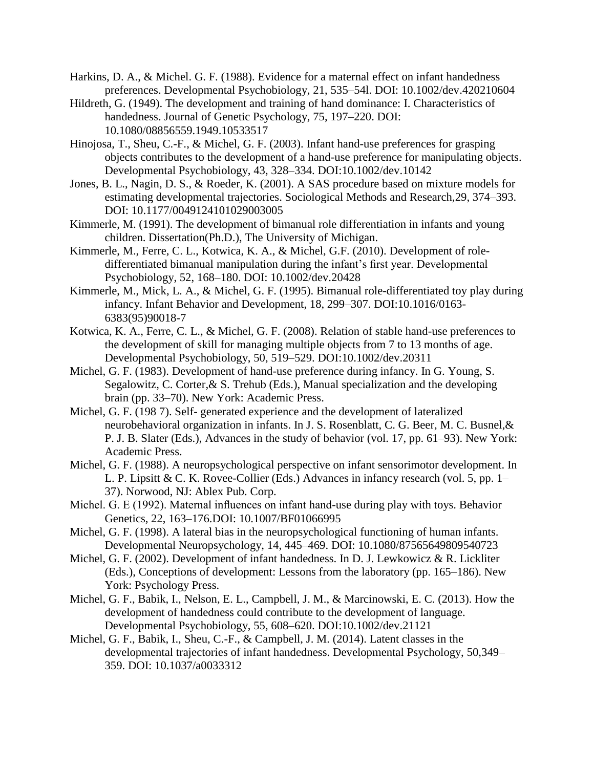Harkins, D. A., & Michel. G. F. (1988). Evidence for a maternal effect on infant handedness preferences. Developmental Psychobiology, 21, 535–54l. DOI: 10.1002/dev.420210604

Hildreth, G. (1949). The development and training of hand dominance: I. Characteristics of handedness. Journal of Genetic Psychology, 75, 197–220. DOI: 10.1080/08856559.1949.10533517

Hinojosa, T., Sheu, C.-F., & Michel, G. F. (2003). Infant hand-use preferences for grasping objects contributes to the development of a hand-use preference for manipulating objects. Developmental Psychobiology, 43, 328–334. DOI:10.1002/dev.10142

Jones, B. L., Nagin, D. S., & Roeder, K. (2001). A SAS procedure based on mixture models for estimating developmental trajectories. Sociological Methods and Research,29, 374–393. DOI: 10.1177/0049124101029003005

Kimmerle, M. (1991). The development of bimanual role differentiation in infants and young children. Dissertation(Ph.D.), The University of Michigan.

Kimmerle, M., Ferre, C. L., Kotwica, K. A., & Michel, G.F. (2010). Development of role-differentiated bimanual manipulation during the infant's first year. Developmental Psychobiology, 52, 168–180. DOI: 10.1002/dev.20428

Kimmerle, M., Mick, L. A., & Michel, G. F. (1995). Bimanual role-differentiated toy play during infancy. Infant Behavior and Development, 18, 299–307. DOI:10.1016/0163-6383(95)90018-7

Kotwica, K. A., Ferre, C. L., & Michel, G. F. (2008). Relation of stable hand-use preferences to the development of skill for managing multiple objects from 7 to 13 months of age. Developmental Psychobiology, 50, 519–529. DOI:10.1002/dev.20311

Michel, G. F. (1983). Development of hand-use preference during infancy. In G. Young, S. Segalowitz, C. Corter,& S. Trehub (Eds.), Manual specialization and the developing brain (pp. 33–70). New York: Academic Press.

Michel, G. F. (198 7). Self- generated experience and the development of lateralized neurobehavioral organization in infants. In J. S. Rosenblatt, C. G. Beer, M. C. Busnel,& P. J. B. Slater (Eds.), Advances in the study of behavior (vol. 17, pp. 61–93). New York: Academic Press.

Michel, G. F. (1988). A neuropsychological perspective on infant sensorimotor development. In L. P. Lipsitt & C. K. Rovee-Collier (Eds.) Advances in infancy research (vol. 5, pp. 1–37). Norwood, NJ: Ablex Pub. Corp.

Michel. G. E (1992). Maternal influences on infant hand-use during play with toys. Behavior Genetics, 22, 163–176.DOI: 10.1007/BF01066995

Michel, G. F. (1998). A lateral bias in the neuropsychological functioning of human infants. Developmental Neuropsychology, 14, 445–469. DOI: 10.1080/87565649809540723

Michel, G. F. (2002). Development of infant handedness. In D. J. Lewkowicz & R. Lickliter (Eds.), Conceptions of development: Lessons from the laboratory (pp. 165–186). New York: Psychology Press.

Michel, G. F., Babik, I., Nelson, E. L., Campbell, J. M., & Marcinowski, E. C. (2013). How the development of handedness could contribute to the development of language. Developmental Psychobiology, 55, 608–620. DOI:10.1002/dev.21121

Michel, G. F., Babik, I., Sheu, C.-F., & Campbell, J. M. (2014). Latent classes in the developmental trajectories of infant handedness. Developmental Psychology, 50,349–359. DOI: 10.1037/a0033312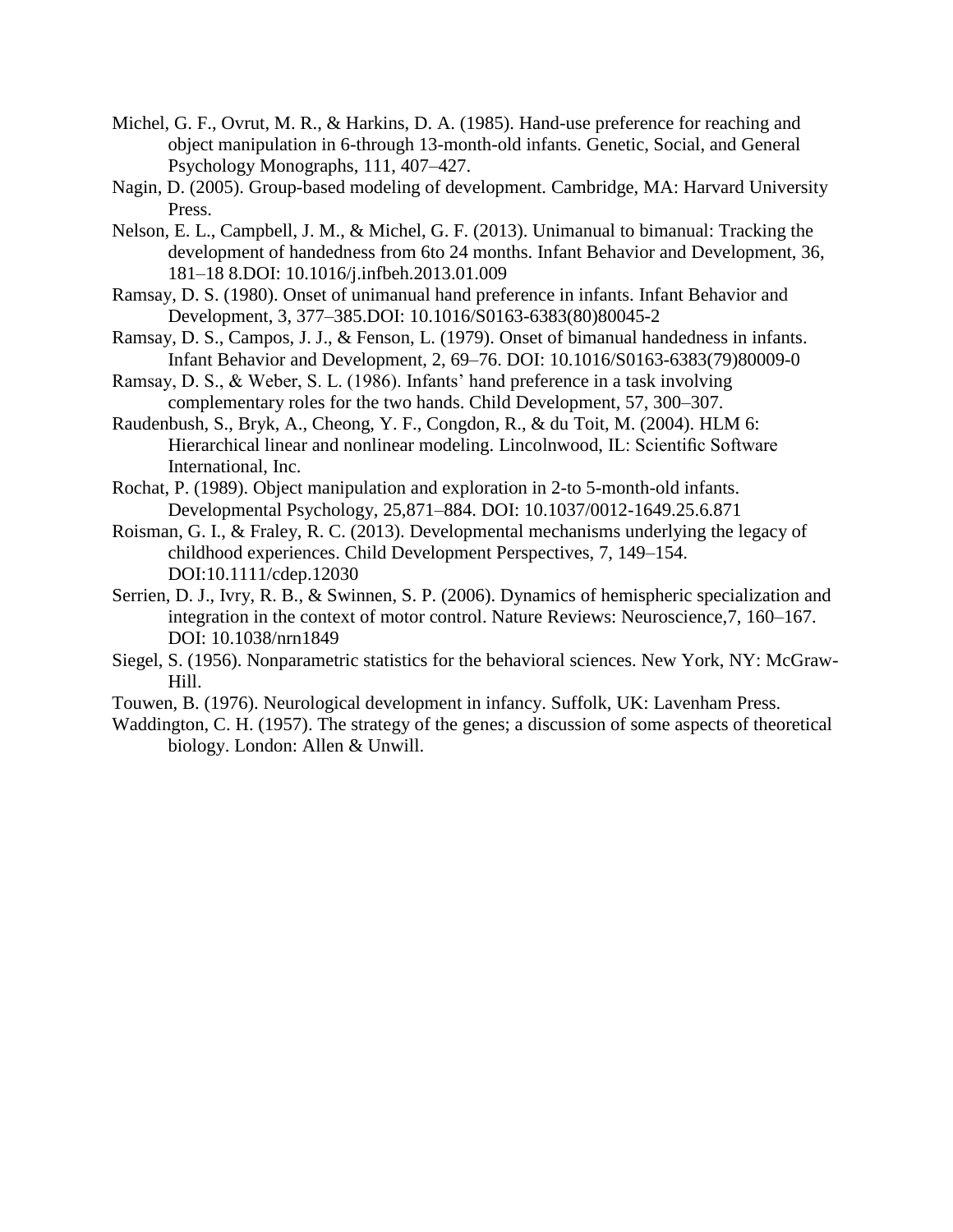Michel, G. F., Ovrut, M. R., & Harkins, D. A. (1985). Hand-use preference for reaching and object manipulation in 6-through 13-month-old infants. Genetic, Social, and General Psychology Monographs, 111, 407–427.

Nagin, D. (2005). Group-based modeling of development. Cambridge, MA: Harvard University Press.

Nelson, E. L., Campbell, J. M., & Michel, G. F. (2013). Unimanual to bimanual: Tracking the development of handedness from 6to 24 months. Infant Behavior and Development, 36, 181–18 8.DOI: 10.1016/j.infbeh.2013.01.009

Ramsay, D. S. (1980). Onset of unimanual hand preference in infants. Infant Behavior and Development, 3, 377–385.DOI: 10.1016/S0163-6383(80)80045-2

Ramsay, D. S., Campos, J. J., & Fenson, L. (1979). Onset of bimanual handedness in infants. Infant Behavior and Development, 2, 69–76. DOI: 10.1016/S0163-6383(79)80009-0

Ramsay, D. S., & Weber, S. L. (1986). Infants' hand preference in a task involving complementary roles for the two hands. Child Development, 57, 300–307.

Raudenbush, S., Bryk, A., Cheong, Y. F., Congdon, R., & du Toit, M. (2004). HLM 6: Hierarchical linear and nonlinear modeling. Lincolnwood, IL: Scientific Software International, Inc.

Rochat, P. (1989). Object manipulation and exploration in 2-to 5-month-old infants. Developmental Psychology, 25,871–884. DOI: 10.1037/0012-1649.25.6.871

Roisman, G. I., & Fraley, R. C. (2013). Developmental mechanisms underlying the legacy of childhood experiences. Child Development Perspectives, 7, 149–154. DOI:10.1111/cdep.12030

Serrien, D. J., Ivry, R. B., & Swinnen, S. P. (2006). Dynamics of hemispheric specialization and integration in the context of motor control. Nature Reviews: Neuroscience,7, 160–167. DOI: 10.1038/nrn1849

Siegel, S. (1956). Nonparametric statistics for the behavioral sciences. New York, NY: McGraw-Hill.

Touwen, B. (1976). Neurological development in infancy. Suffolk, UK: Lavenham Press.

Waddington, C. H. (1957). The strategy of the genes; a discussion of some aspects of theoretical biology. London: Allen & Unwill.